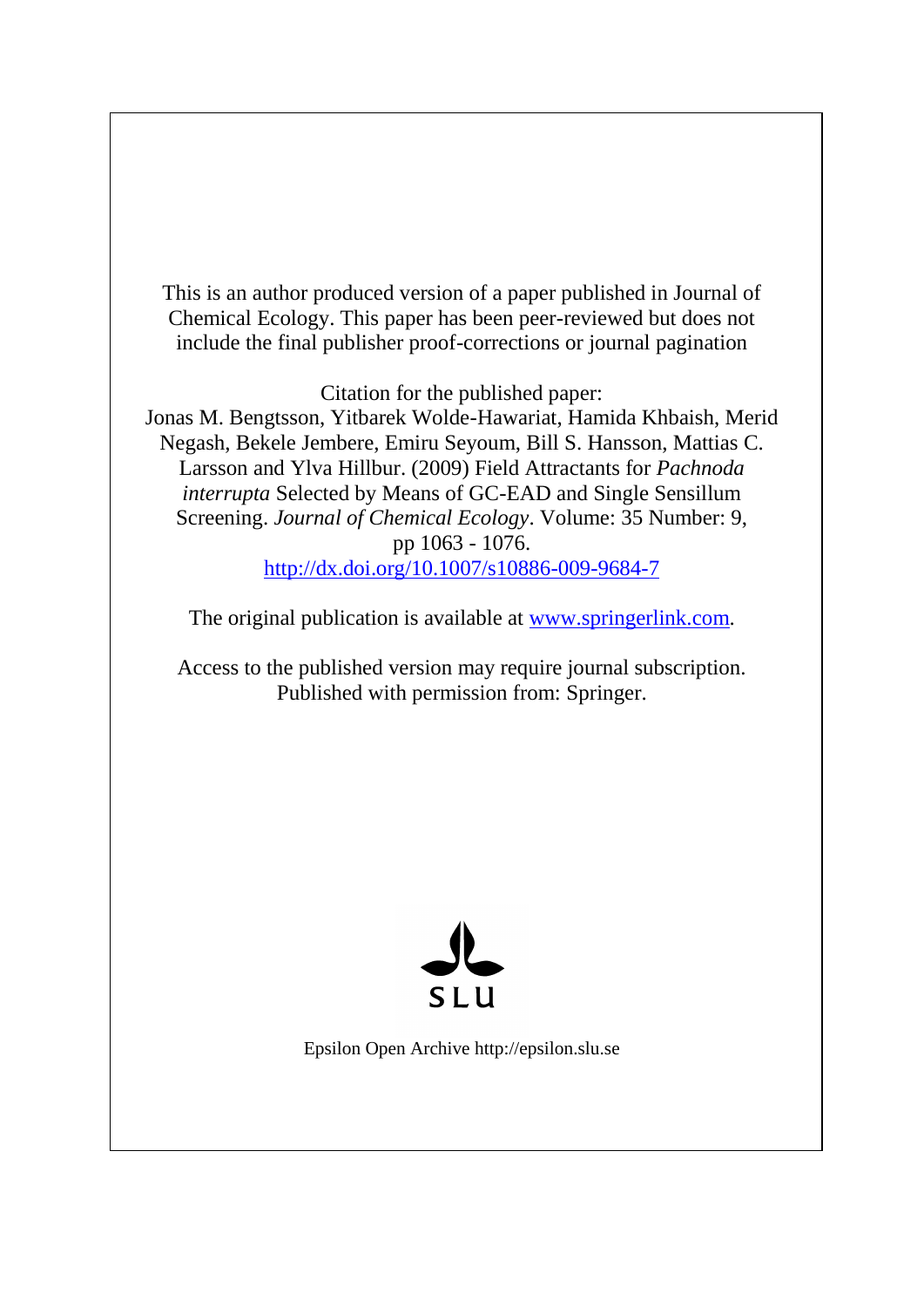This is an author produced version of a paper published in Journal of Chemical Ecology. This paper has been peer-reviewed but does not include the final publisher proof-corrections or journal pagination

Citation for the published paper:
Jonas M. Bengtsson, Yitbarek Wolde-Hawariat, Hamida Khbaish, Merid Negash, Bekele Jembere, Emiru Seyoum, Bill S. Hansson, Mattias C. Larsson and Ylva Hillbur. (2009) Field Attractants for *Pachnoda interrupta* Selected by Means of GC-EAD and Single Sensillum Screening. *Journal of Chemical Ecology*. Volume: 35 Number: 9, pp 1063 - 1076.
http://dx.doi.org/10.1007/s10886-009-9684-7

The original publication is available at www.springerlink.com.

Access to the published version may require journal subscription.
Published with permission from: Springer.

SLU

Epsilon Open Archive http://epsilon.slu.se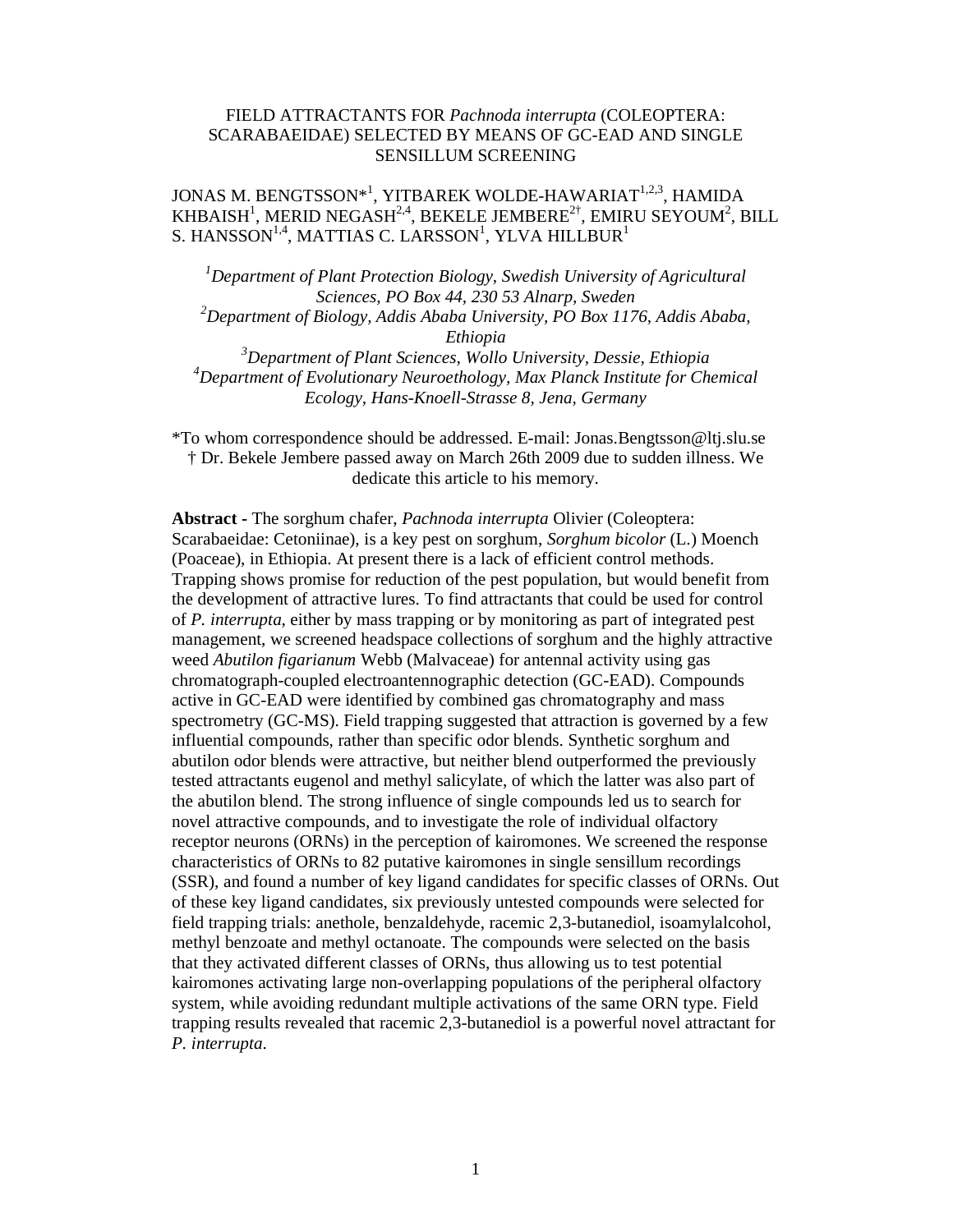# FIELD ATTRACTANTS FOR *Pachnoda interrupta* (COLEOPTERA: SCARABAEIDAE) SELECTED BY MEANS OF GC-EAD AND SINGLE SENSILLUM SCREENING

JONAS M. BENGTSSON*[1], YITBAREK WOLDE-HAWARIAT[1,2,3], HAMIDA KHBAISH[1], MERID NEGASH[2,4], BEKELE JEMBERE[2†], EMIRU SEYOUM[2], BILL S. HANSSON[1,4], MATTIAS C. LARSSON[1], YLVA HILLBUR[1]

*[1]Department of Plant Protection Biology, Swedish University of Agricultural Sciences, PO Box 44, 230 53 Alnarp, Sweden*
*[2]Department of Biology, Addis Ababa University, PO Box 1176, Addis Ababa, Ethiopia*
*[3]Department of Plant Sciences, Wollo University, Dessie, Ethiopia*
*[4]Department of Evolutionary Neuroethology, Max Planck Institute for Chemical Ecology, Hans-Knoell-Strasse 8, Jena, Germany*

*To whom correspondence should be addressed. E-mail: Jonas.Bengtsson@ltj.slu.se
† Dr. Bekele Jembere passed away on March 26th 2009 due to sudden illness. We dedicate this article to his memory.

**Abstract -** The sorghum chafer, *Pachnoda interrupta* Olivier (Coleoptera: Scarabaeidae: Cetoniinae), is a key pest on sorghum, *Sorghum bicolor* (L.) Moench (Poaceae), in Ethiopia. At present there is a lack of efficient control methods. Trapping shows promise for reduction of the pest population, but would benefit from the development of attractive lures. To find attractants that could be used for control of *P. interrupta*, either by mass trapping or by monitoring as part of integrated pest management, we screened headspace collections of sorghum and the highly attractive weed *Abutilon figarianum* Webb (Malvaceae) for antennal activity using gas chromatograph-coupled electroantennographic detection (GC-EAD). Compounds active in GC-EAD were identified by combined gas chromatography and mass spectrometry (GC-MS). Field trapping suggested that attraction is governed by a few influential compounds, rather than specific odor blends. Synthetic sorghum and abutilon odor blends were attractive, but neither blend outperformed the previously tested attractants eugenol and methyl salicylate, of which the latter was also part of the abutilon blend. The strong influence of single compounds led us to search for novel attractive compounds, and to investigate the role of individual olfactory receptor neurons (ORNs) in the perception of kairomones. We screened the response characteristics of ORNs to 82 putative kairomones in single sensillum recordings (SSR), and found a number of key ligand candidates for specific classes of ORNs. Out of these key ligand candidates, six previously untested compounds were selected for field trapping trials: anethole, benzaldehyde, racemic 2,3-butanediol, isoamylalcohol, methyl benzoate and methyl octanoate. The compounds were selected on the basis that they activated different classes of ORNs, thus allowing us to test potential kairomones activating large non-overlapping populations of the peripheral olfactory system, while avoiding redundant multiple activations of the same ORN type. Field trapping results revealed that racemic 2,3-butanediol is a powerful novel attractant for *P. interrupta*.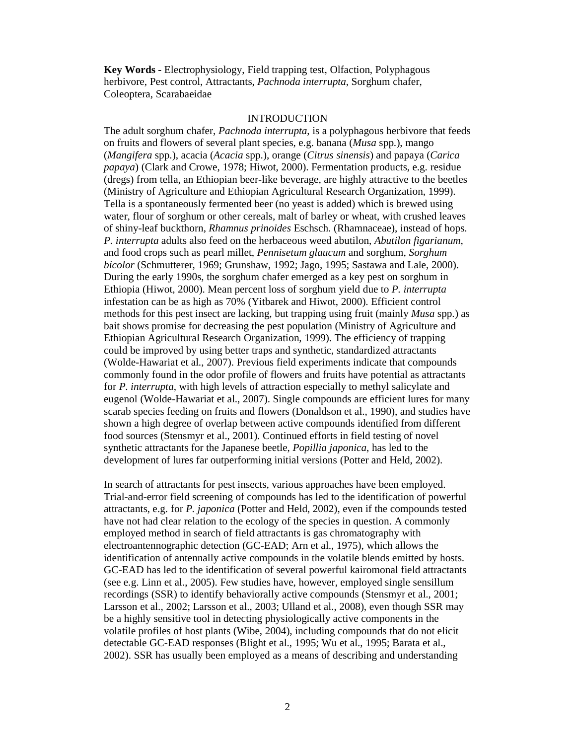**Key Words -** Electrophysiology, Field trapping test, Olfaction, Polyphagous herbivore, Pest control, Attractants, *Pachnoda interrupta*, Sorghum chafer, Coleoptera, Scarabaeidae

## INTRODUCTION

The adult sorghum chafer, *Pachnoda interrupta*, is a polyphagous herbivore that feeds on fruits and flowers of several plant species, e.g. banana (*Musa* spp.), mango (*Mangifera* spp.), acacia (*Acacia* spp.), orange (*Citrus sinensis*) and papaya (*Carica papaya*) (Clark and Crowe, 1978; Hiwot, 2000). Fermentation products, e.g. residue (dregs) from tella, an Ethiopian beer-like beverage, are highly attractive to the beetles (Ministry of Agriculture and Ethiopian Agricultural Research Organization, 1999). Tella is a spontaneously fermented beer (no yeast is added) which is brewed using water, flour of sorghum or other cereals, malt of barley or wheat, with crushed leaves of shiny-leaf buckthorn, *Rhamnus prinoides* Eschsch. (Rhamnaceae), instead of hops. *P. interrupta* adults also feed on the herbaceous weed abutilon, *Abutilon figarianum*, and food crops such as pearl millet, *Pennisetum glaucum* and sorghum, *Sorghum bicolor* (Schmutterer, 1969; Grunshaw, 1992; Jago, 1995; Sastawa and Lale, 2000). During the early 1990s, the sorghum chafer emerged as a key pest on sorghum in Ethiopia (Hiwot, 2000). Mean percent loss of sorghum yield due to *P. interrupta* infestation can be as high as 70% (Yitbarek and Hiwot, 2000). Efficient control methods for this pest insect are lacking, but trapping using fruit (mainly *Musa* spp.) as bait shows promise for decreasing the pest population (Ministry of Agriculture and Ethiopian Agricultural Research Organization, 1999). The efficiency of trapping could be improved by using better traps and synthetic, standardized attractants (Wolde-Hawariat et al., 2007). Previous field experiments indicate that compounds commonly found in the odor profile of flowers and fruits have potential as attractants for *P. interrupta*, with high levels of attraction especially to methyl salicylate and eugenol (Wolde-Hawariat et al., 2007). Single compounds are efficient lures for many scarab species feeding on fruits and flowers (Donaldson et al., 1990), and studies have shown a high degree of overlap between active compounds identified from different food sources (Stensmyr et al., 2001). Continued efforts in field testing of novel synthetic attractants for the Japanese beetle, *Popillia japonica*, has led to the development of lures far outperforming initial versions (Potter and Held, 2002).

In search of attractants for pest insects, various approaches have been employed. Trial-and-error field screening of compounds has led to the identification of powerful attractants, e.g. for *P. japonica* (Potter and Held, 2002), even if the compounds tested have not had clear relation to the ecology of the species in question. A commonly employed method in search of field attractants is gas chromatography with electroantennographic detection (GC-EAD; Arn et al., 1975), which allows the identification of antennally active compounds in the volatile blends emitted by hosts. GC-EAD has led to the identification of several powerful kairomonal field attractants (see e.g. Linn et al., 2005). Few studies have, however, employed single sensillum recordings (SSR) to identify behaviorally active compounds (Stensmyr et al., 2001; Larsson et al., 2002; Larsson et al., 2003; Ulland et al., 2008), even though SSR may be a highly sensitive tool in detecting physiologically active components in the volatile profiles of host plants (Wibe, 2004), including compounds that do not elicit detectable GC-EAD responses (Blight et al., 1995; Wu et al., 1995; Barata et al., 2002). SSR has usually been employed as a means of describing and understanding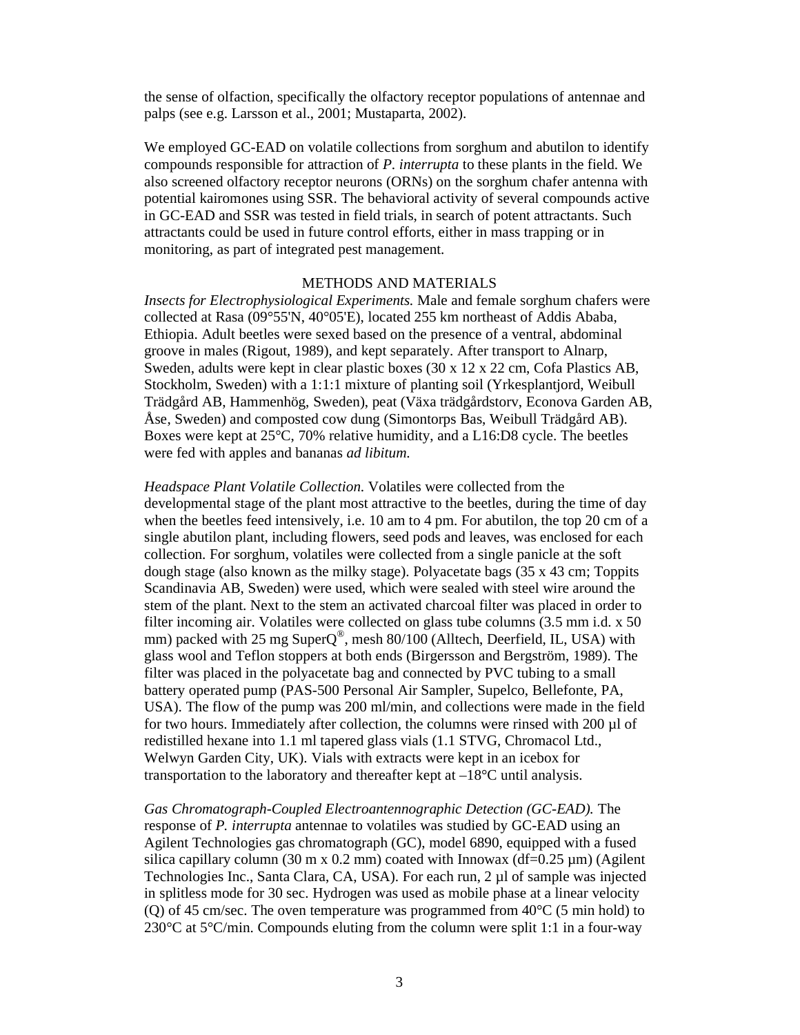the sense of olfaction, specifically the olfactory receptor populations of antennae and palps (see e.g. Larsson et al., 2001; Mustaparta, 2002).

We employed GC-EAD on volatile collections from sorghum and abutilon to identify compounds responsible for attraction of *P. interrupta* to these plants in the field. We also screened olfactory receptor neurons (ORNs) on the sorghum chafer antenna with potential kairomones using SSR. The behavioral activity of several compounds active in GC-EAD and SSR was tested in field trials, in search of potent attractants. Such attractants could be used in future control efforts, either in mass trapping or in monitoring, as part of integrated pest management.

## METHODS AND MATERIALS

*Insects for Electrophysiological Experiments.* Male and female sorghum chafers were collected at Rasa (09°55'N, 40°05'E), located 255 km northeast of Addis Ababa, Ethiopia. Adult beetles were sexed based on the presence of a ventral, abdominal groove in males (Rigout, 1989), and kept separately. After transport to Alnarp, Sweden, adults were kept in clear plastic boxes (30 x 12 x 22 cm, Cofa Plastics AB, Stockholm, Sweden) with a 1:1:1 mixture of planting soil (Yrkesplantjord, Weibull Trädgård AB, Hammenhög, Sweden), peat (Växa trädgårdstorv, Econova Garden AB, Åse, Sweden) and composted cow dung (Simontorps Bas, Weibull Trädgård AB). Boxes were kept at 25°C, 70% relative humidity, and a L16:D8 cycle. The beetles were fed with apples and bananas *ad libitum*.

*Headspace Plant Volatile Collection.* Volatiles were collected from the developmental stage of the plant most attractive to the beetles, during the time of day when the beetles feed intensively, i.e. 10 am to 4 pm. For abutilon, the top 20 cm of a single abutilon plant, including flowers, seed pods and leaves, was enclosed for each collection. For sorghum, volatiles were collected from a single panicle at the soft dough stage (also known as the milky stage). Polyacetate bags (35 x 43 cm; Toppits Scandinavia AB, Sweden) were used, which were sealed with steel wire around the stem of the plant. Next to the stem an activated charcoal filter was placed in order to filter incoming air. Volatiles were collected on glass tube columns (3.5 mm i.d. x 50 mm) packed with 25 mg SuperQ®, mesh 80/100 (Alltech, Deerfield, IL, USA) with glass wool and Teflon stoppers at both ends (Birgersson and Bergström, 1989). The filter was placed in the polyacetate bag and connected by PVC tubing to a small battery operated pump (PAS-500 Personal Air Sampler, Supelco, Bellefonte, PA, USA). The flow of the pump was 200 ml/min, and collections were made in the field for two hours. Immediately after collection, the columns were rinsed with 200 µl of redistilled hexane into 1.1 ml tapered glass vials (1.1 STVG, Chromacol Ltd., Welwyn Garden City, UK). Vials with extracts were kept in an icebox for transportation to the laboratory and thereafter kept at –18°C until analysis.

*Gas Chromatograph-Coupled Electroantennographic Detection (GC-EAD).* The response of *P. interrupta* antennae to volatiles was studied by GC-EAD using an Agilent Technologies gas chromatograph (GC), model 6890, equipped with a fused silica capillary column (30 m x 0.2 mm) coated with Innowax (df=0.25 µm) (Agilent Technologies Inc., Santa Clara, CA, USA). For each run, 2 µl of sample was injected in splitless mode for 30 sec. Hydrogen was used as mobile phase at a linear velocity (Q) of 45 cm/sec. The oven temperature was programmed from 40°C (5 min hold) to 230°C at 5°C/min. Compounds eluting from the column were split 1:1 in a four-way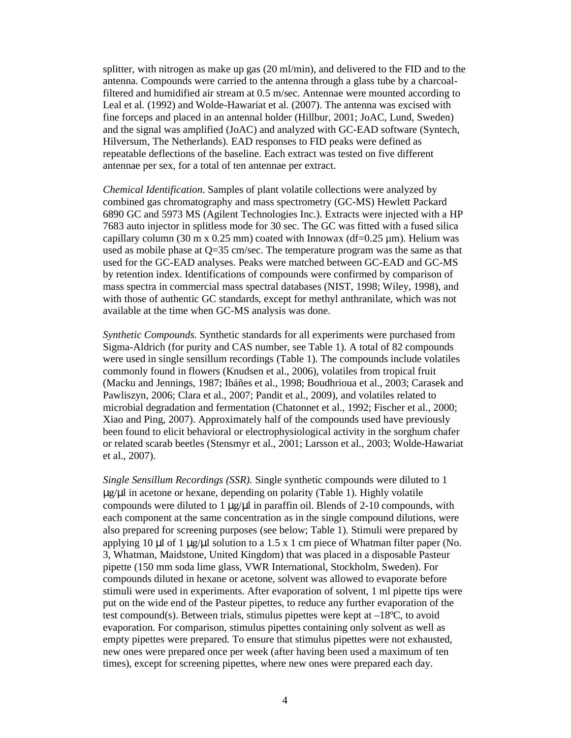splitter, with nitrogen as make up gas (20 ml/min), and delivered to the FID and to the antenna. Compounds were carried to the antenna through a glass tube by a charcoal-filtered and humidified air stream at 0.5 m/sec. Antennae were mounted according to Leal et al. (1992) and Wolde-Hawariat et al. (2007). The antenna was excised with fine forceps and placed in an antennal holder (Hillbur, 2001; JoAC, Lund, Sweden) and the signal was amplified (JoAC) and analyzed with GC-EAD software (Syntech, Hilversum, The Netherlands). EAD responses to FID peaks were defined as repeatable deflections of the baseline. Each extract was tested on five different antennae per sex, for a total of ten antennae per extract.

*Chemical Identification*. Samples of plant volatile collections were analyzed by combined gas chromatography and mass spectrometry (GC-MS) Hewlett Packard 6890 GC and 5973 MS (Agilent Technologies Inc.). Extracts were injected with a HP 7683 auto injector in splitless mode for 30 sec. The GC was fitted with a fused silica capillary column (30 m x 0.25 mm) coated with Innowax (df=0.25 µm). Helium was used as mobile phase at Q=35 cm/sec. The temperature program was the same as that used for the GC-EAD analyses. Peaks were matched between GC-EAD and GC-MS by retention index. Identifications of compounds were confirmed by comparison of mass spectra in commercial mass spectral databases (NIST, 1998; Wiley, 1998), and with those of authentic GC standards, except for methyl anthranilate, which was not available at the time when GC-MS analysis was done.

*Synthetic Compounds.* Synthetic standards for all experiments were purchased from Sigma-Aldrich (for purity and CAS number, see Table 1). A total of 82 compounds were used in single sensillum recordings (Table 1). The compounds include volatiles commonly found in flowers (Knudsen et al., 2006), volatiles from tropical fruit (Macku and Jennings, 1987; Ibáñes et al., 1998; Boudhrioua et al., 2003; Carasek and Pawliszyn, 2006; Clara et al., 2007; Pandit et al., 2009), and volatiles related to microbial degradation and fermentation (Chatonnet et al., 1992; Fischer et al., 2000; Xiao and Ping, 2007). Approximately half of the compounds used have previously been found to elicit behavioral or electrophysiological activity in the sorghum chafer or related scarab beetles (Stensmyr et al., 2001; Larsson et al., 2003; Wolde-Hawariat et al., 2007).

*Single Sensillum Recordings (SSR).* Single synthetic compounds were diluted to 1 µg/µl in acetone or hexane, depending on polarity (Table 1). Highly volatile compounds were diluted to 1 µg/µl in paraffin oil. Blends of 2-10 compounds, with each component at the same concentration as in the single compound dilutions, were also prepared for screening purposes (see below; Table 1). Stimuli were prepared by applying 10 µl of 1 µg/µl solution to a 1.5 x 1 cm piece of Whatman filter paper (No. 3, Whatman, Maidstone, United Kingdom) that was placed in a disposable Pasteur pipette (150 mm soda lime glass, VWR International, Stockholm, Sweden). For compounds diluted in hexane or acetone, solvent was allowed to evaporate before stimuli were used in experiments. After evaporation of solvent, 1 ml pipette tips were put on the wide end of the Pasteur pipettes, to reduce any further evaporation of the test compound(s). Between trials, stimulus pipettes were kept at –18ºC, to avoid evaporation. For comparison, stimulus pipettes containing only solvent as well as empty pipettes were prepared. To ensure that stimulus pipettes were not exhausted, new ones were prepared once per week (after having been used a maximum of ten times), except for screening pipettes, where new ones were prepared each day.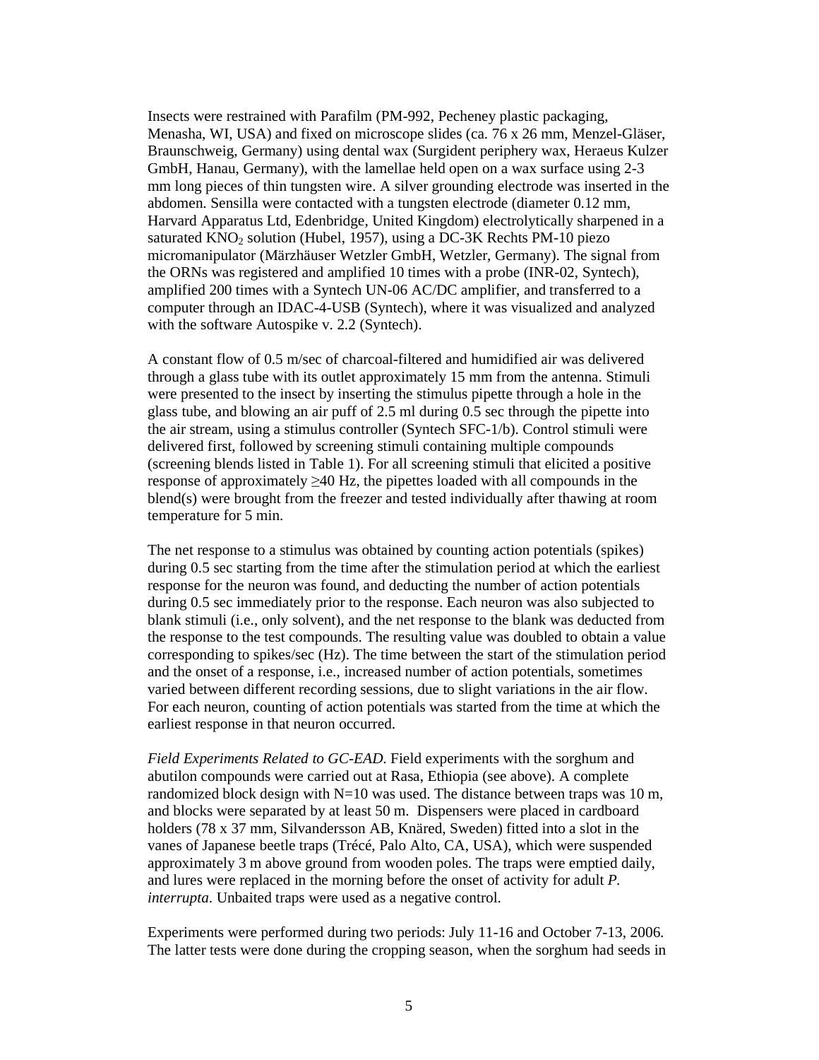Insects were restrained with Parafilm (PM-992, Pecheney plastic packaging, Menasha, WI, USA) and fixed on microscope slides (ca. 76 x 26 mm, Menzel-Gläser, Braunschweig, Germany) using dental wax (Surgident periphery wax, Heraeus Kulzer GmbH, Hanau, Germany), with the lamellae held open on a wax surface using 2-3 mm long pieces of thin tungsten wire. A silver grounding electrode was inserted in the abdomen. Sensilla were contacted with a tungsten electrode (diameter 0.12 mm, Harvard Apparatus Ltd, Edenbridge, United Kingdom) electrolytically sharpened in a saturated $KNO_2$ solution (Hubel, 1957), using a DC-3K Rechts PM-10 piezo micromanipulator (Märzhäuser Wetzler GmbH, Wetzler, Germany). The signal from the ORNs was registered and amplified 10 times with a probe (INR-02, Syntech), amplified 200 times with a Syntech UN-06 AC/DC amplifier, and transferred to a computer through an IDAC-4-USB (Syntech), where it was visualized and analyzed with the software Autospike v. 2.2 (Syntech).

A constant flow of 0.5 m/sec of charcoal-filtered and humidified air was delivered through a glass tube with its outlet approximately 15 mm from the antenna. Stimuli were presented to the insect by inserting the stimulus pipette through a hole in the glass tube, and blowing an air puff of 2.5 ml during 0.5 sec through the pipette into the air stream, using a stimulus controller (Syntech SFC-1/b). Control stimuli were delivered first, followed by screening stimuli containing multiple compounds (screening blends listed in Table 1). For all screening stimuli that elicited a positive response of approximately ≥40 Hz, the pipettes loaded with all compounds in the blend(s) were brought from the freezer and tested individually after thawing at room temperature for 5 min.

The net response to a stimulus was obtained by counting action potentials (spikes) during 0.5 sec starting from the time after the stimulation period at which the earliest response for the neuron was found, and deducting the number of action potentials during 0.5 sec immediately prior to the response. Each neuron was also subjected to blank stimuli (i.e., only solvent), and the net response to the blank was deducted from the response to the test compounds. The resulting value was doubled to obtain a value corresponding to spikes/sec (Hz). The time between the start of the stimulation period and the onset of a response, i.e., increased number of action potentials, sometimes varied between different recording sessions, due to slight variations in the air flow. For each neuron, counting of action potentials was started from the time at which the earliest response in that neuron occurred.

*Field Experiments Related to GC-EAD.* Field experiments with the sorghum and abutilon compounds were carried out at Rasa, Ethiopia (see above). A complete randomized block design with N=10 was used. The distance between traps was 10 m, and blocks were separated by at least 50 m. Dispensers were placed in cardboard holders (78 x 37 mm, Silvandersson AB, Knäred, Sweden) fitted into a slot in the vanes of Japanese beetle traps (Trécé, Palo Alto, CA, USA), which were suspended approximately 3 m above ground from wooden poles. The traps were emptied daily, and lures were replaced in the morning before the onset of activity for adult *P. interrupta*. Unbaited traps were used as a negative control.

Experiments were performed during two periods: July 11-16 and October 7-13, 2006. The latter tests were done during the cropping season, when the sorghum had seeds in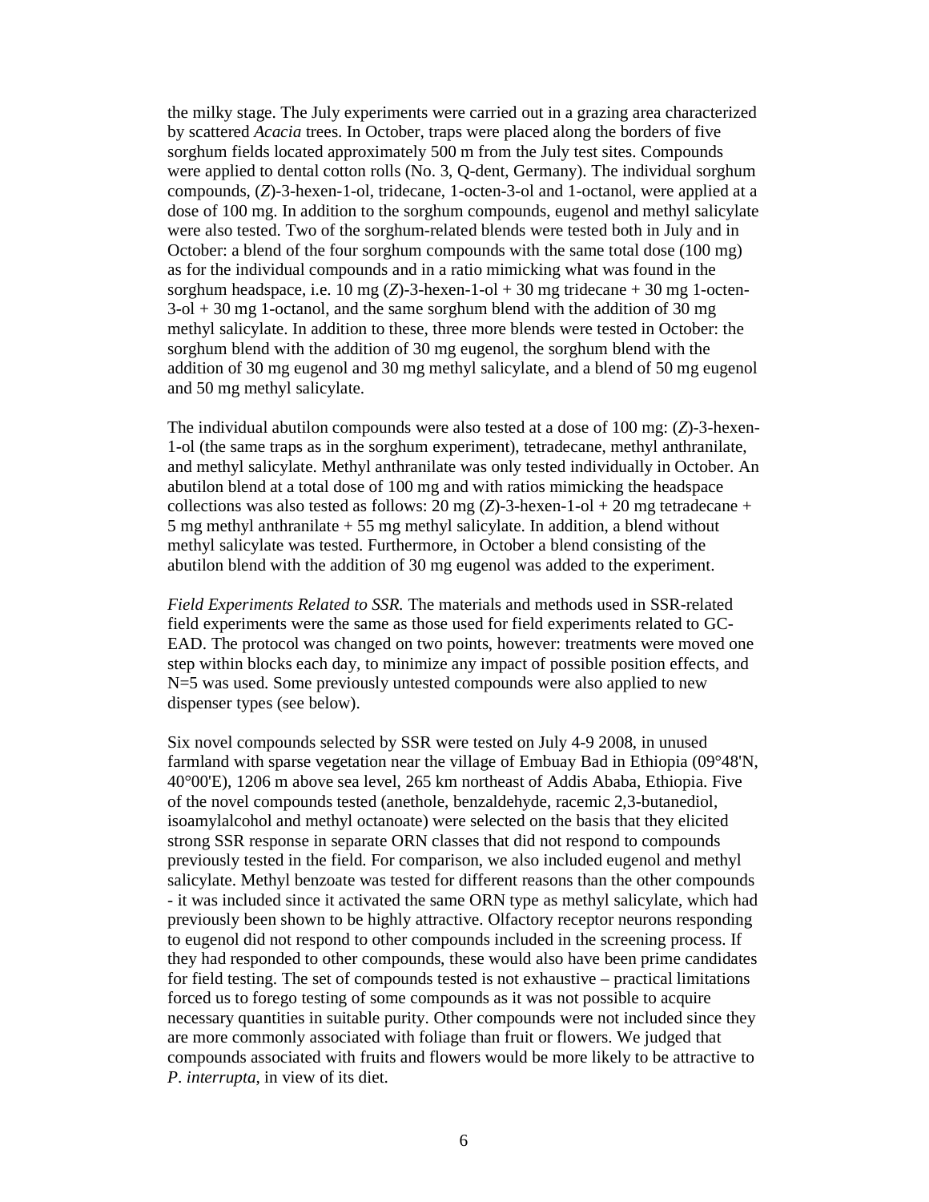the milky stage. The July experiments were carried out in a grazing area characterized by scattered *Acacia* trees. In October, traps were placed along the borders of five sorghum fields located approximately 500 m from the July test sites. Compounds were applied to dental cotton rolls (No. 3, Q-dent, Germany). The individual sorghum compounds, (*Z*)-3-hexen-1-ol, tridecane, 1-octen-3-ol and 1-octanol, were applied at a dose of 100 mg. In addition to the sorghum compounds, eugenol and methyl salicylate were also tested. Two of the sorghum-related blends were tested both in July and in October: a blend of the four sorghum compounds with the same total dose (100 mg) as for the individual compounds and in a ratio mimicking what was found in the sorghum headspace, i.e. 10 mg (*Z*)-3-hexen-1-ol + 30 mg tridecane + 30 mg 1-octen-3-ol + 30 mg 1-octanol, and the same sorghum blend with the addition of 30 mg methyl salicylate. In addition to these, three more blends were tested in October: the sorghum blend with the addition of 30 mg eugenol, the sorghum blend with the addition of 30 mg eugenol and 30 mg methyl salicylate, and a blend of 50 mg eugenol and 50 mg methyl salicylate.

The individual abutilon compounds were also tested at a dose of 100 mg: (*Z*)-3-hexen-1-ol (the same traps as in the sorghum experiment), tetradecane, methyl anthranilate, and methyl salicylate. Methyl anthranilate was only tested individually in October. An abutilon blend at a total dose of 100 mg and with ratios mimicking the headspace collections was also tested as follows: 20 mg (*Z*)-3-hexen-1-ol + 20 mg tetradecane + 5 mg methyl anthranilate + 55 mg methyl salicylate. In addition, a blend without methyl salicylate was tested. Furthermore, in October a blend consisting of the abutilon blend with the addition of 30 mg eugenol was added to the experiment.

*Field Experiments Related to SSR.* The materials and methods used in SSR-related field experiments were the same as those used for field experiments related to GC-EAD. The protocol was changed on two points, however: treatments were moved one step within blocks each day, to minimize any impact of possible position effects, and N=5 was used. Some previously untested compounds were also applied to new dispenser types (see below).

Six novel compounds selected by SSR were tested on July 4-9 2008, in unused farmland with sparse vegetation near the village of Embuay Bad in Ethiopia (09°48'N, 40°00'E), 1206 m above sea level, 265 km northeast of Addis Ababa, Ethiopia. Five of the novel compounds tested (anethole, benzaldehyde, racemic 2,3-butanediol, isoamylalcohol and methyl octanoate) were selected on the basis that they elicited strong SSR response in separate ORN classes that did not respond to compounds previously tested in the field. For comparison, we also included eugenol and methyl salicylate. Methyl benzoate was tested for different reasons than the other compounds - it was included since it activated the same ORN type as methyl salicylate, which had previously been shown to be highly attractive. Olfactory receptor neurons responding to eugenol did not respond to other compounds included in the screening process. If they had responded to other compounds, these would also have been prime candidates for field testing. The set of compounds tested is not exhaustive – practical limitations forced us to forego testing of some compounds as it was not possible to acquire necessary quantities in suitable purity. Other compounds were not included since they are more commonly associated with foliage than fruit or flowers. We judged that compounds associated with fruits and flowers would be more likely to be attractive to *P. interrupta*, in view of its diet.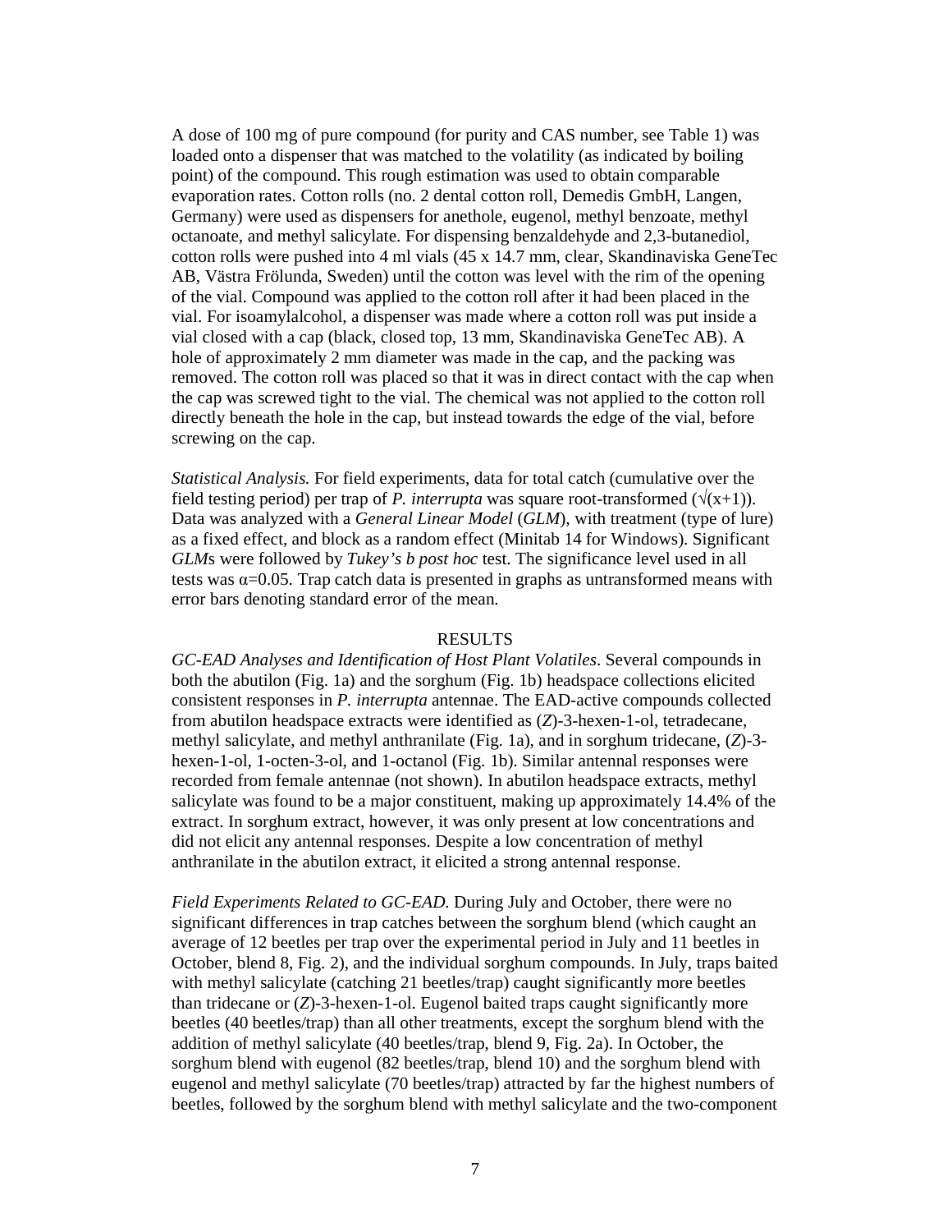A dose of 100 mg of pure compound (for purity and CAS number, see Table 1) was loaded onto a dispenser that was matched to the volatility (as indicated by boiling point) of the compound. This rough estimation was used to obtain comparable evaporation rates. Cotton rolls (no. 2 dental cotton roll, Demedis GmbH, Langen, Germany) were used as dispensers for anethole, eugenol, methyl benzoate, methyl octanoate, and methyl salicylate. For dispensing benzaldehyde and 2,3-butanediol, cotton rolls were pushed into 4 ml vials (45 x 14.7 mm, clear, Skandinaviska GeneTec AB, Västra Frölunda, Sweden) until the cotton was level with the rim of the opening of the vial. Compound was applied to the cotton roll after it had been placed in the vial. For isoamylalcohol, a dispenser was made where a cotton roll was put inside a vial closed with a cap (black, closed top, 13 mm, Skandinaviska GeneTec AB). A hole of approximately 2 mm diameter was made in the cap, and the packing was removed. The cotton roll was placed so that it was in direct contact with the cap when the cap was screwed tight to the vial. The chemical was not applied to the cotton roll directly beneath the hole in the cap, but instead towards the edge of the vial, before screwing on the cap.

*Statistical Analysis.* For field experiments, data for total catch (cumulative over the field testing period) per trap of *P. interrupta* was square root-transformed ($\sqrt{(x+1)}$). Data was analyzed with a *General Linear Model* (*GLM*), with treatment (type of lure) as a fixed effect, and block as a random effect (Minitab 14 for Windows). Significant *GLM*s were followed by *Tukey's b post hoc* test. The significance level used in all tests was $\alpha$=0.05. Trap catch data is presented in graphs as untransformed means with error bars denoting standard error of the mean.

## RESULTS

*GC-EAD Analyses and Identification of Host Plant Volatiles*. Several compounds in both the abutilon (Fig. 1a) and the sorghum (Fig. 1b) headspace collections elicited consistent responses in *P. interrupta* antennae. The EAD-active compounds collected from abutilon headspace extracts were identified as (*Z*)-3-hexen-1-ol, tetradecane, methyl salicylate, and methyl anthranilate (Fig. 1a), and in sorghum tridecane, (*Z*)-3-hexen-1-ol, 1-octen-3-ol, and 1-octanol (Fig. 1b). Similar antennal responses were recorded from female antennae (not shown). In abutilon headspace extracts, methyl salicylate was found to be a major constituent, making up approximately 14.4% of the extract. In sorghum extract, however, it was only present at low concentrations and did not elicit any antennal responses. Despite a low concentration of methyl anthranilate in the abutilon extract, it elicited a strong antennal response.

*Field Experiments Related to GC-EAD.* During July and October, there were no significant differences in trap catches between the sorghum blend (which caught an average of 12 beetles per trap over the experimental period in July and 11 beetles in October, blend 8, Fig. 2), and the individual sorghum compounds. In July, traps baited with methyl salicylate (catching 21 beetles/trap) caught significantly more beetles than tridecane or (*Z*)-3-hexen-1-ol. Eugenol baited traps caught significantly more beetles (40 beetles/trap) than all other treatments, except the sorghum blend with the addition of methyl salicylate (40 beetles/trap, blend 9, Fig. 2a). In October, the sorghum blend with eugenol (82 beetles/trap, blend 10) and the sorghum blend with eugenol and methyl salicylate (70 beetles/trap) attracted by far the highest numbers of beetles, followed by the sorghum blend with methyl salicylate and the two-component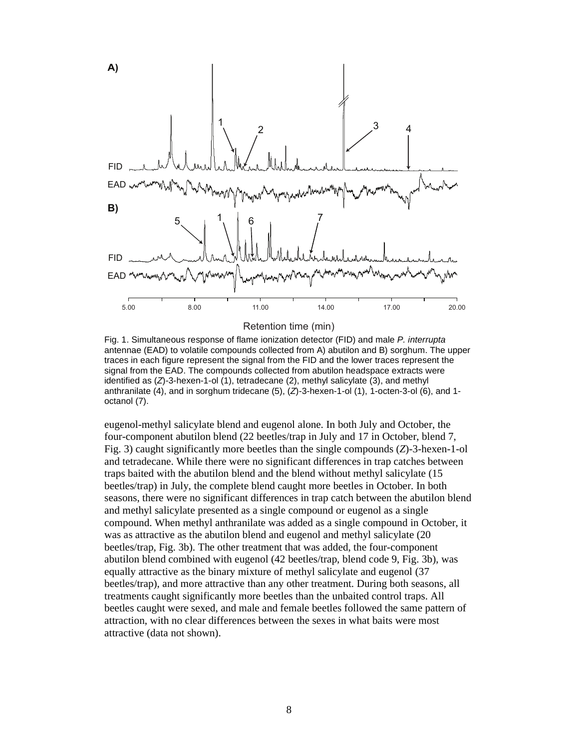Fig. 1. Simultaneous response of flame ionization detector (FID) and male *P. interrupta* antennae (EAD) to volatile compounds collected from A) abutilon and B) sorghum. The upper traces in each figure represent the signal from the FID and the lower traces represent the signal from the EAD. The compounds collected from abutilon headspace extracts were identified as (*Z*)-3-hexen-1-ol (1), tetradecane (2), methyl salicylate (3), and methyl anthranilate (4), and in sorghum tridecane (5), (*Z*)-3-hexen-1-ol (1), 1-octen-3-ol (6), and 1-octanol (7).

eugenol-methyl salicylate blend and eugenol alone. In both July and October, the four-component abutilon blend (22 beetles/trap in July and 17 in October, blend 7, Fig. 3) caught significantly more beetles than the single compounds (*Z*)-3-hexen-1-ol and tetradecane. While there were no significant differences in trap catches between traps baited with the abutilon blend and the blend without methyl salicylate (15 beetles/trap) in July, the complete blend caught more beetles in October. In both seasons, there were no significant differences in trap catch between the abutilon blend and methyl salicylate presented as a single compound or eugenol as a single compound. When methyl anthranilate was added as a single compound in October, it was as attractive as the abutilon blend and eugenol and methyl salicylate (20 beetles/trap, Fig. 3b). The other treatment that was added, the four-component abutilon blend combined with eugenol (42 beetles/trap, blend code 9, Fig. 3b), was equally attractive as the binary mixture of methyl salicylate and eugenol (37 beetles/trap), and more attractive than any other treatment. During both seasons, all treatments caught significantly more beetles than the unbaited control traps. All beetles caught were sexed, and male and female beetles followed the same pattern of attraction, with no clear differences between the sexes in what baits were most attractive (data not shown).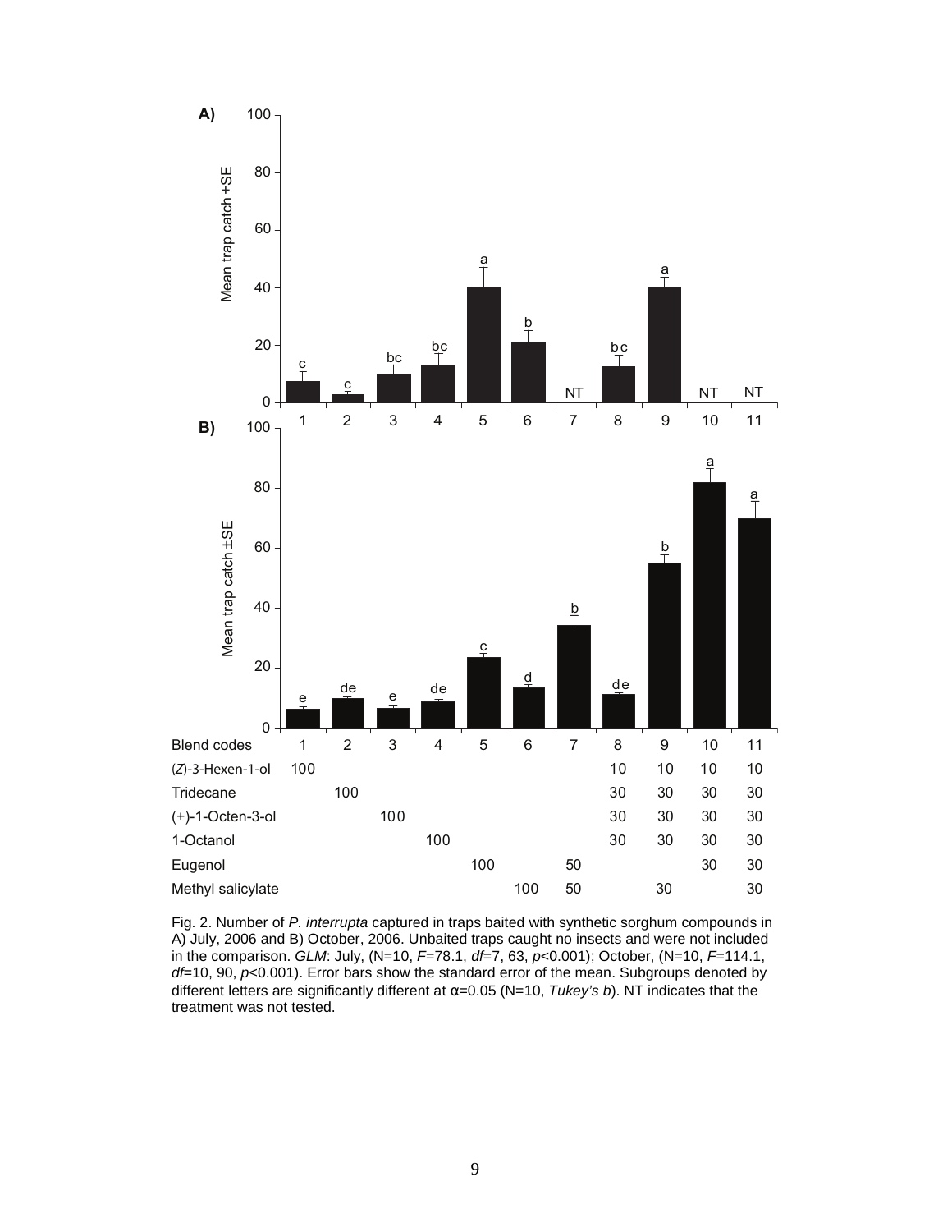| Blend codes | 1 | 2 | 3 | 4 | 5 | 6 | 7 | 8 | 9 | 10 | 11 |
|---|---|---|---|---|---|---|---|---|---|---|---|
| (*Z*)-3-Hexen-1-ol | 100 | | | | | | | 10 | 10 | 10 | 10 |
| Tridecane | | 100 | | | | | | 30 | 30 | 30 | 30 |
| (±)-1-Octen-3-ol | | | 100 | | | | | 30 | 30 | 30 | 30 |
| 1-Octanol | | | | 100 | | | | 30 | 30 | 30 | 30 |
| Eugenol | | | | | 100 | | 50 | | | 30 | 30 |
| Methyl salicylate | | | | | | 100 | 50 | | 30 | | 30 |

Fig. 2. Number of *P. interrupta* captured in traps baited with synthetic sorghum compounds in A) July, 2006 and B) October, 2006. Unbaited traps caught no insects and were not included in the comparison. *GLM*: July, (N=10, $F$=78.1, $df$=7, 63, $p$<0.001); October, (N=10, $F$=114.1, $df$=10, 90, $p$<0.001). Error bars show the standard error of the mean. Subgroups denoted by different letters are significantly different at $\alpha$=0.05 (N=10, *Tukey's b*). NT indicates that the treatment was not tested.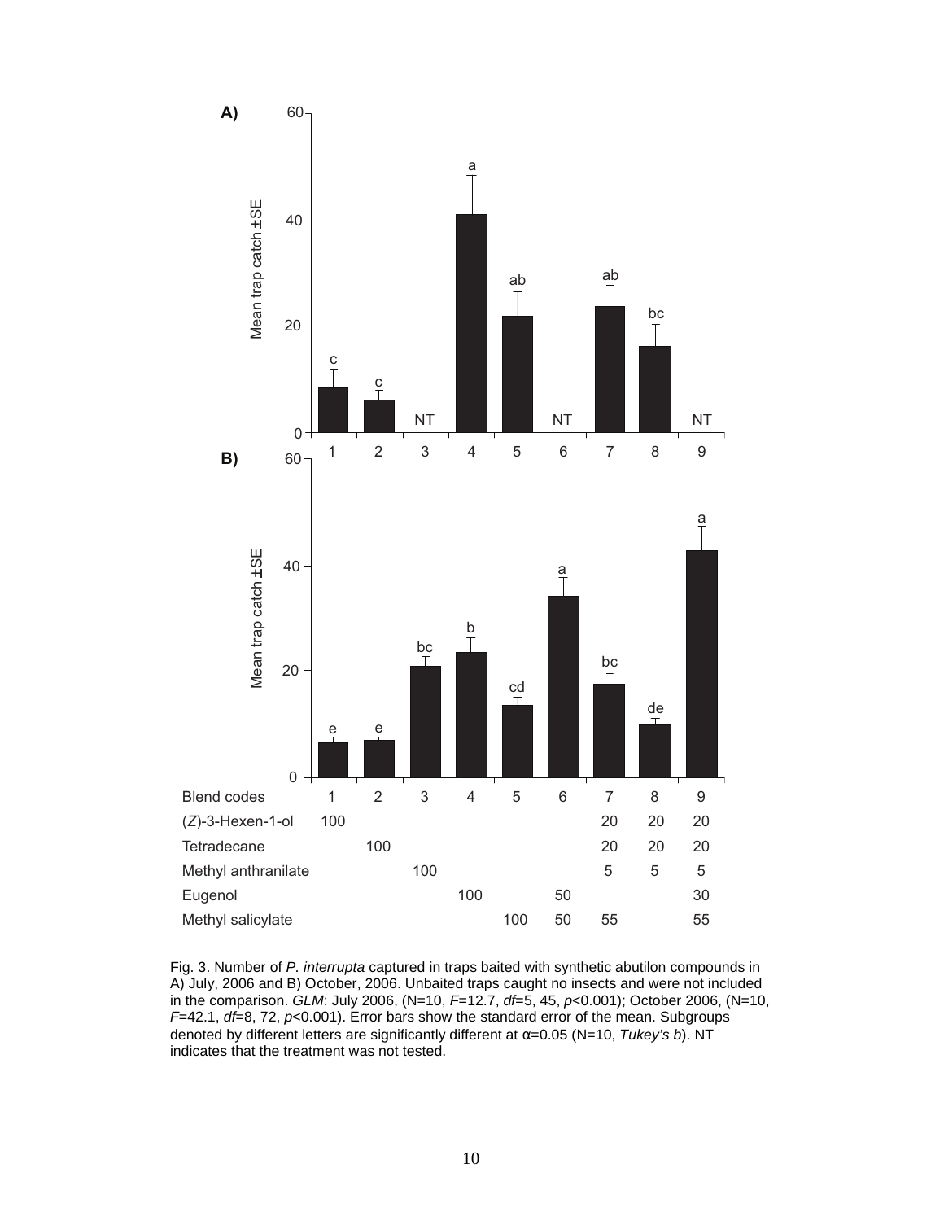| Blend codes | 1 | 2 | 3 | 4 | 5 | 6 | 7 | 8 | 9 |
|---|---|---|---|---|---|---|---|---|---|
| (*Z*)-3-Hexen-1-ol | 100 | | | | | | 20 | 20 | 20 |
| Tetradecane | | 100 | | | | | 20 | 20 | 20 |
| Methyl anthranilate | | | 100 | | | | 5 | 5 | 5 |
| Eugenol | | | | 100 | | 50 | | | 30 |
| Methyl salicylate | | | | | 100 | 50 | 55 | | 55 |

Fig. 3. Number of *P. interrupta* captured in traps baited with synthetic abutilon compounds in A) July, 2006 and B) October, 2006. Unbaited traps caught no insects and were not included in the comparison. *GLM*: July 2006, (N=10, *F*=12.7, *df*=5, 45, *p*<0.001); October 2006, (N=10, *F*=42.1, *df*=8, 72, *p*<0.001). Error bars show the standard error of the mean. Subgroups denoted by different letters are significantly different at α=0.05 (N=10, *Tukey's b*). NT indicates that the treatment was not tested.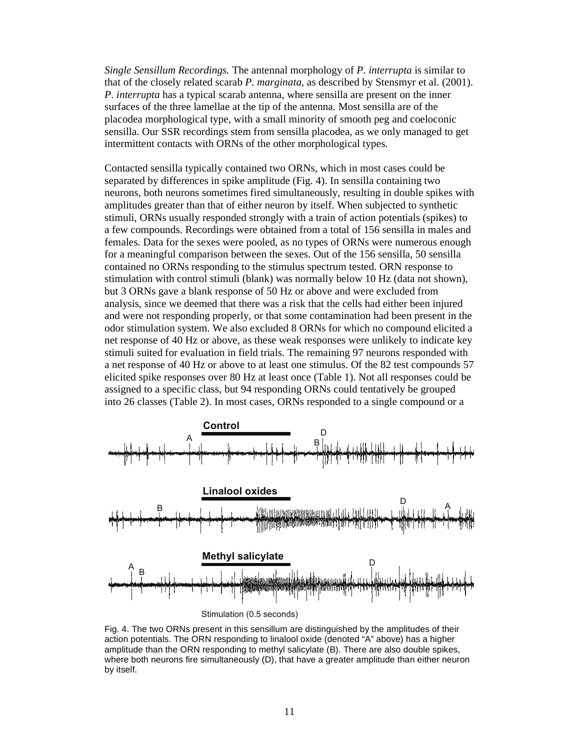*Single Sensillum Recordings.* The antennal morphology of *P. interrupta* is similar to that of the closely related scarab *P. marginata*, as described by Stensmyr et al. (2001). *P. interrupta* has a typical scarab antenna, where sensilla are present on the inner surfaces of the three lamellae at the tip of the antenna. Most sensilla are of the placodea morphological type, with a small minority of smooth peg and coeloconic sensilla. Our SSR recordings stem from sensilla placodea, as we only managed to get intermittent contacts with ORNs of the other morphological types.

Contacted sensilla typically contained two ORNs, which in most cases could be separated by differences in spike amplitude (Fig. 4). In sensilla containing two neurons, both neurons sometimes fired simultaneously, resulting in double spikes with amplitudes greater than that of either neuron by itself. When subjected to synthetic stimuli, ORNs usually responded strongly with a train of action potentials (spikes) to a few compounds. Recordings were obtained from a total of 156 sensilla in males and females. Data for the sexes were pooled, as no types of ORNs were numerous enough for a meaningful comparison between the sexes. Out of the 156 sensilla, 50 sensilla contained no ORNs responding to the stimulus spectrum tested. ORN response to stimulation with control stimuli (blank) was normally below 10 Hz (data not shown), but 3 ORNs gave a blank response of 50 Hz or above and were excluded from analysis, since we deemed that there was a risk that the cells had either been injured and were not responding properly, or that some contamination had been present in the odor stimulation system. We also excluded 8 ORNs for which no compound elicited a net response of 40 Hz or above, as these weak responses were unlikely to indicate key stimuli suited for evaluation in field trials. The remaining 97 neurons responded with a net response of 40 Hz or above to at least one stimulus. Of the 82 test compounds 57 elicited spike responses over 80 Hz at least once (Table 1). Not all responses could be assigned to a specific class, but 94 responding ORNs could tentatively be grouped into 26 classes (Table 2). In most cases, ORNs responded to a single compound or a

Fig. 4. The two ORNs present in this sensillum are distinguished by the amplitudes of their action potentials. The ORN responding to linalool oxide (denoted "A" above) has a higher amplitude than the ORN responding to methyl salicylate (B). There are also double spikes, where both neurons fire simultaneously (D), that have a greater amplitude than either neuron by itself.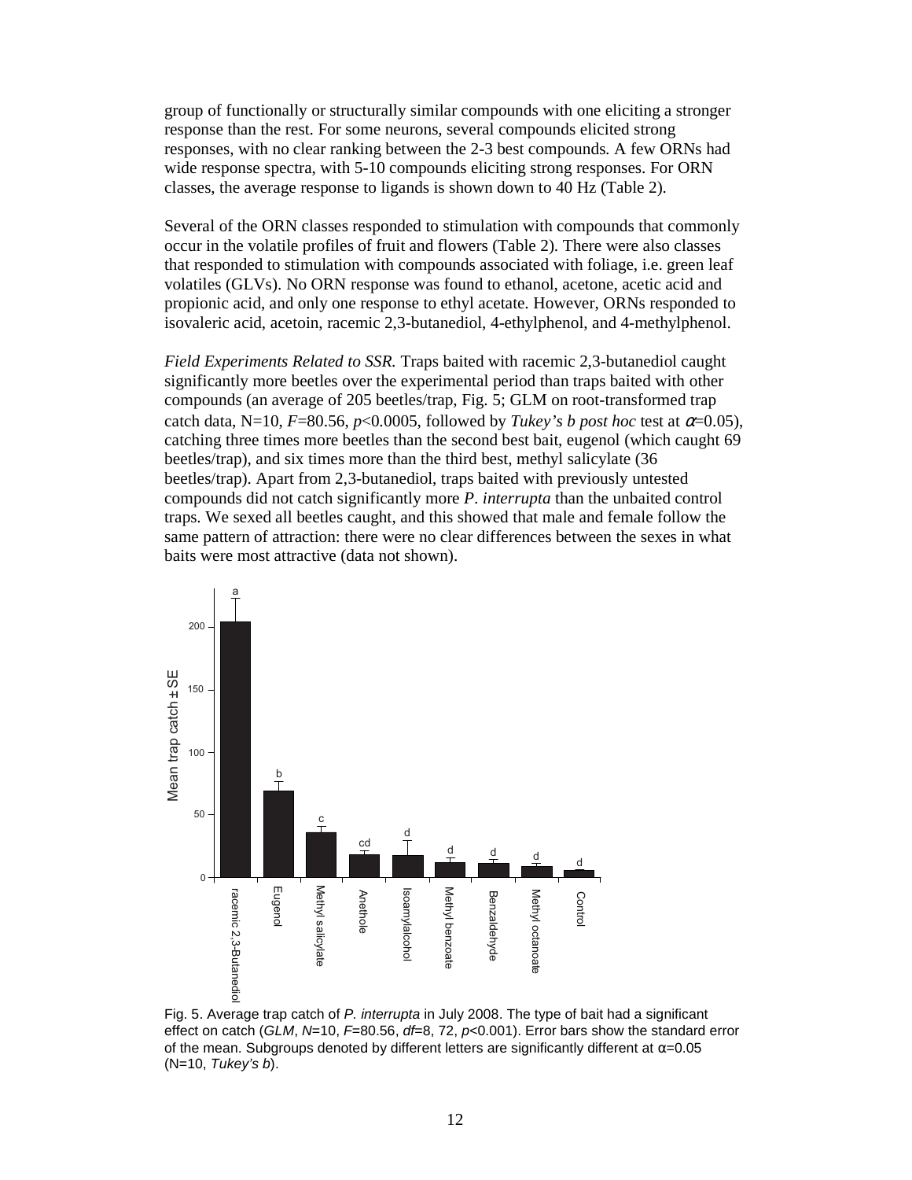group of functionally or structurally similar compounds with one eliciting a stronger response than the rest. For some neurons, several compounds elicited strong responses, with no clear ranking between the 2-3 best compounds. A few ORNs had wide response spectra, with 5-10 compounds eliciting strong responses. For ORN classes, the average response to ligands is shown down to 40 Hz (Table 2).

Several of the ORN classes responded to stimulation with compounds that commonly occur in the volatile profiles of fruit and flowers (Table 2). There were also classes that responded to stimulation with compounds associated with foliage, i.e. green leaf volatiles (GLVs). No ORN response was found to ethanol, acetone, acetic acid and propionic acid, and only one response to ethyl acetate. However, ORNs responded to isovaleric acid, acetoin, racemic 2,3-butanediol, 4-ethylphenol, and 4-methylphenol.

*Field Experiments Related to SSR.* Traps baited with racemic 2,3-butanediol caught significantly more beetles over the experimental period than traps baited with other compounds (an average of 205 beetles/trap, Fig. 5; GLM on root-transformed trap catch data, N=10, $F$=80.56, $p$<0.0005, followed by *Tukey's b post hoc* test at $\alpha$=0.05), catching three times more beetles than the second best bait, eugenol (which caught 69 beetles/trap), and six times more than the third best, methyl salicylate (36 beetles/trap). Apart from 2,3-butanediol, traps baited with previously untested compounds did not catch significantly more *P. interrupta* than the unbaited control traps. We sexed all beetles caught, and this showed that male and female follow the same pattern of attraction: there were no clear differences between the sexes in what baits were most attractive (data not shown).

Fig. 5. Average trap catch of *P. interrupta* in July 2008. The type of bait had a significant effect on catch (*GLM*, *N*=10, *F*=80.56, *df*=8, 72, *p*<0.001). Error bars show the standard error of the mean. Subgroups denoted by different letters are significantly different at α=0.05 (N=10, *Tukey's b*).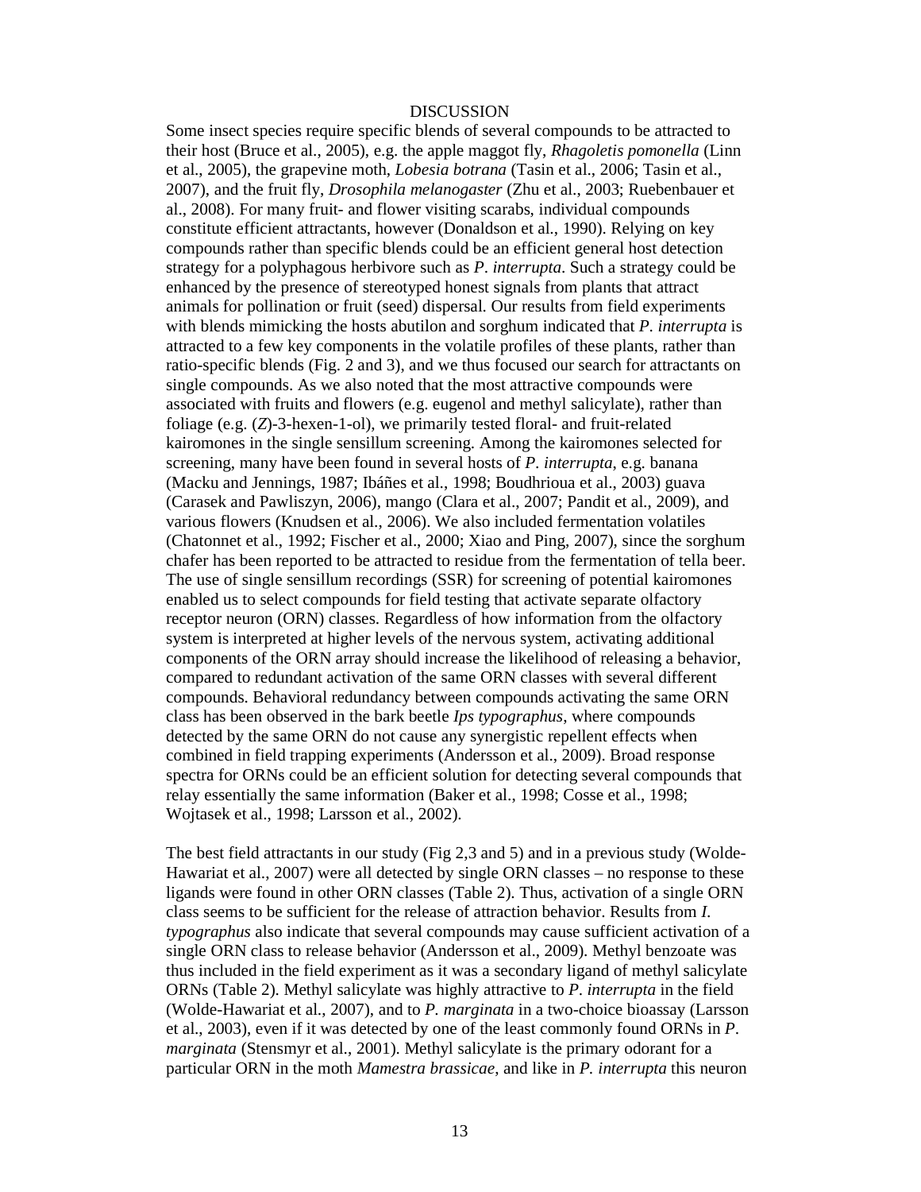# DISCUSSION

Some insect species require specific blends of several compounds to be attracted to their host (Bruce et al., 2005), e.g. the apple maggot fly, *Rhagoletis pomonella* (Linn et al., 2005), the grapevine moth, *Lobesia botrana* (Tasin et al., 2006; Tasin et al., 2007), and the fruit fly, *Drosophila melanogaster* (Zhu et al., 2003; Ruebenbauer et al., 2008). For many fruit- and flower visiting scarabs, individual compounds constitute efficient attractants, however (Donaldson et al., 1990). Relying on key compounds rather than specific blends could be an efficient general host detection strategy for a polyphagous herbivore such as *P. interrupta*. Such a strategy could be enhanced by the presence of stereotyped honest signals from plants that attract animals for pollination or fruit (seed) dispersal. Our results from field experiments with blends mimicking the hosts abutilon and sorghum indicated that *P. interrupta* is attracted to a few key components in the volatile profiles of these plants, rather than ratio-specific blends (Fig. 2 and 3), and we thus focused our search for attractants on single compounds. As we also noted that the most attractive compounds were associated with fruits and flowers (e.g. eugenol and methyl salicylate), rather than foliage (e.g. (*Z*)-3-hexen-1-ol), we primarily tested floral- and fruit-related kairomones in the single sensillum screening. Among the kairomones selected for screening, many have been found in several hosts of *P. interrupta*, e.g. banana (Macku and Jennings, 1987; Ibáñes et al., 1998; Boudhrioua et al., 2003) guava (Carasek and Pawliszyn, 2006), mango (Clara et al., 2007; Pandit et al., 2009), and various flowers (Knudsen et al., 2006). We also included fermentation volatiles (Chatonnet et al., 1992; Fischer et al., 2000; Xiao and Ping, 2007), since the sorghum chafer has been reported to be attracted to residue from the fermentation of tella beer. The use of single sensillum recordings (SSR) for screening of potential kairomones enabled us to select compounds for field testing that activate separate olfactory receptor neuron (ORN) classes. Regardless of how information from the olfactory system is interpreted at higher levels of the nervous system, activating additional components of the ORN array should increase the likelihood of releasing a behavior, compared to redundant activation of the same ORN classes with several different compounds. Behavioral redundancy between compounds activating the same ORN class has been observed in the bark beetle *Ips typographus*, where compounds detected by the same ORN do not cause any synergistic repellent effects when combined in field trapping experiments (Andersson et al., 2009). Broad response spectra for ORNs could be an efficient solution for detecting several compounds that relay essentially the same information (Baker et al., 1998; Cosse et al., 1998; Wojtasek et al., 1998; Larsson et al., 2002).

The best field attractants in our study (Fig 2,3 and 5) and in a previous study (Wolde-Hawariat et al., 2007) were all detected by single ORN classes – no response to these ligands were found in other ORN classes (Table 2). Thus, activation of a single ORN class seems to be sufficient for the release of attraction behavior. Results from *I. typographus* also indicate that several compounds may cause sufficient activation of a single ORN class to release behavior (Andersson et al., 2009). Methyl benzoate was thus included in the field experiment as it was a secondary ligand of methyl salicylate ORNs (Table 2). Methyl salicylate was highly attractive to *P. interrupta* in the field (Wolde-Hawariat et al., 2007), and to *P. marginata* in a two-choice bioassay (Larsson et al., 2003), even if it was detected by one of the least commonly found ORNs in *P. marginata* (Stensmyr et al., 2001). Methyl salicylate is the primary odorant for a particular ORN in the moth *Mamestra brassicae*, and like in *P. interrupta* this neuron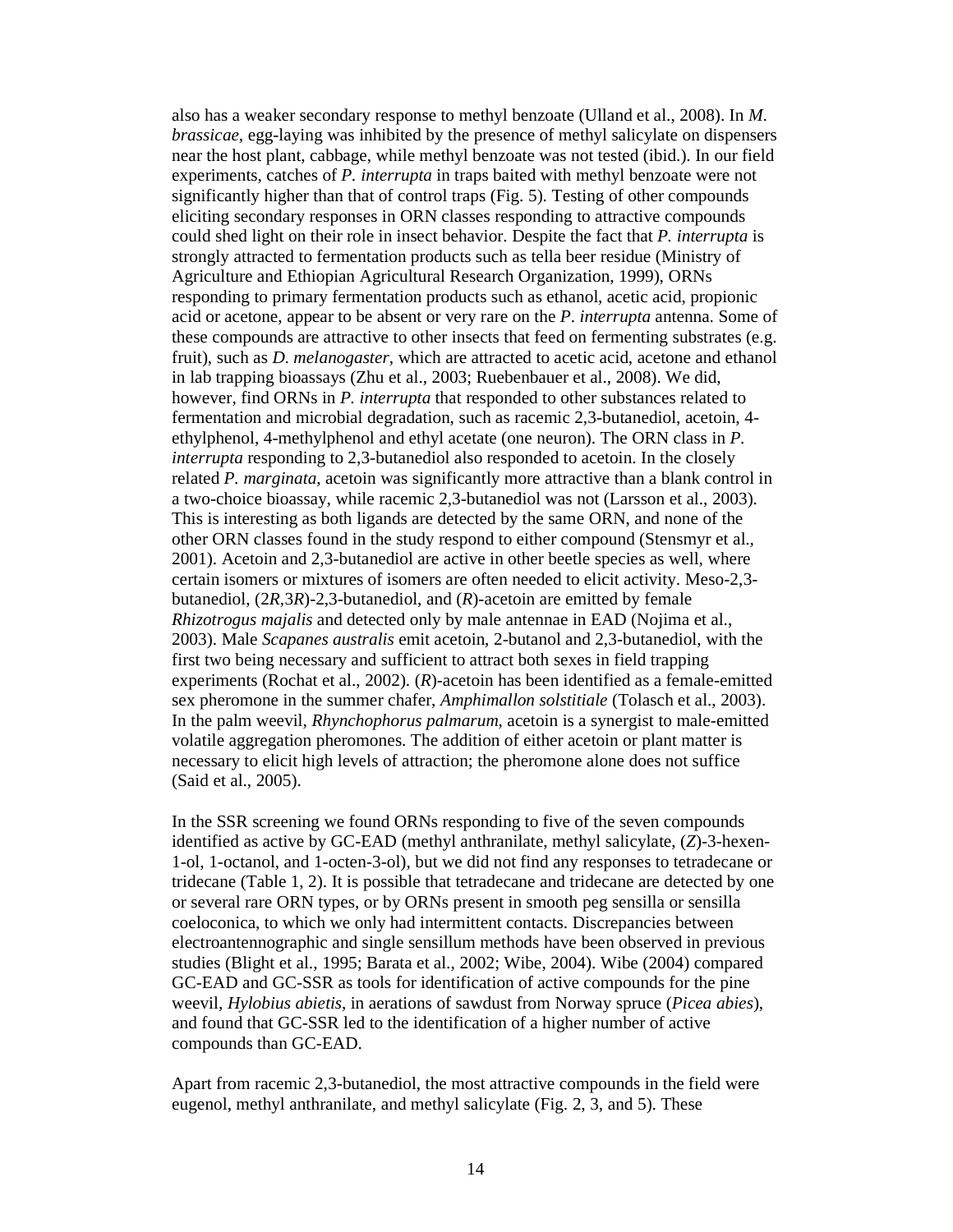also has a weaker secondary response to methyl benzoate (Ulland et al., 2008). In *M. brassicae*, egg-laying was inhibited by the presence of methyl salicylate on dispensers near the host plant, cabbage, while methyl benzoate was not tested (ibid.). In our field experiments, catches of *P. interrupta* in traps baited with methyl benzoate were not significantly higher than that of control traps (Fig. 5). Testing of other compounds eliciting secondary responses in ORN classes responding to attractive compounds could shed light on their role in insect behavior. Despite the fact that *P. interrupta* is strongly attracted to fermentation products such as tella beer residue (Ministry of Agriculture and Ethiopian Agricultural Research Organization, 1999), ORNs responding to primary fermentation products such as ethanol, acetic acid, propionic acid or acetone, appear to be absent or very rare on the *P. interrupta* antenna. Some of these compounds are attractive to other insects that feed on fermenting substrates (e.g. fruit), such as *D. melanogaster*, which are attracted to acetic acid, acetone and ethanol in lab trapping bioassays (Zhu et al., 2003; Ruebenbauer et al., 2008). We did, however, find ORNs in *P. interrupta* that responded to other substances related to fermentation and microbial degradation, such as racemic 2,3-butanediol, acetoin, 4-ethylphenol, 4-methylphenol and ethyl acetate (one neuron). The ORN class in *P. interrupta* responding to 2,3-butanediol also responded to acetoin. In the closely related *P. marginata*, acetoin was significantly more attractive than a blank control in a two-choice bioassay, while racemic 2,3-butanediol was not (Larsson et al., 2003). This is interesting as both ligands are detected by the same ORN, and none of the other ORN classes found in the study respond to either compound (Stensmyr et al., 2001). Acetoin and 2,3-butanediol are active in other beetle species as well, where certain isomers or mixtures of isomers are often needed to elicit activity. Meso-2,3-butanediol, (2*R*,3*R*)-2,3-butanediol, and (*R*)-acetoin are emitted by female *Rhizotrogus majalis* and detected only by male antennae in EAD (Nojima et al., 2003). Male *Scapanes australis* emit acetoin, 2-butanol and 2,3-butanediol, with the first two being necessary and sufficient to attract both sexes in field trapping experiments (Rochat et al., 2002). (*R*)-acetoin has been identified as a female-emitted sex pheromone in the summer chafer, *Amphimallon solstitiale* (Tolasch et al., 2003). In the palm weevil, *Rhynchophorus palmarum*, acetoin is a synergist to male-emitted volatile aggregation pheromones. The addition of either acetoin or plant matter is necessary to elicit high levels of attraction; the pheromone alone does not suffice (Said et al., 2005).

In the SSR screening we found ORNs responding to five of the seven compounds identified as active by GC-EAD (methyl anthranilate, methyl salicylate, (*Z*)-3-hexen-1-ol, 1-octanol, and 1-octen-3-ol), but we did not find any responses to tetradecane or tridecane (Table 1, 2). It is possible that tetradecane and tridecane are detected by one or several rare ORN types, or by ORNs present in smooth peg sensilla or sensilla coeloconica, to which we only had intermittent contacts. Discrepancies between electroantennographic and single sensillum methods have been observed in previous studies (Blight et al., 1995; Barata et al., 2002; Wibe, 2004). Wibe (2004) compared GC-EAD and GC-SSR as tools for identification of active compounds for the pine weevil, *Hylobius abietis*, in aerations of sawdust from Norway spruce (*Picea abies*), and found that GC-SSR led to the identification of a higher number of active compounds than GC-EAD.

Apart from racemic 2,3-butanediol, the most attractive compounds in the field were eugenol, methyl anthranilate, and methyl salicylate (Fig. 2, 3, and 5). These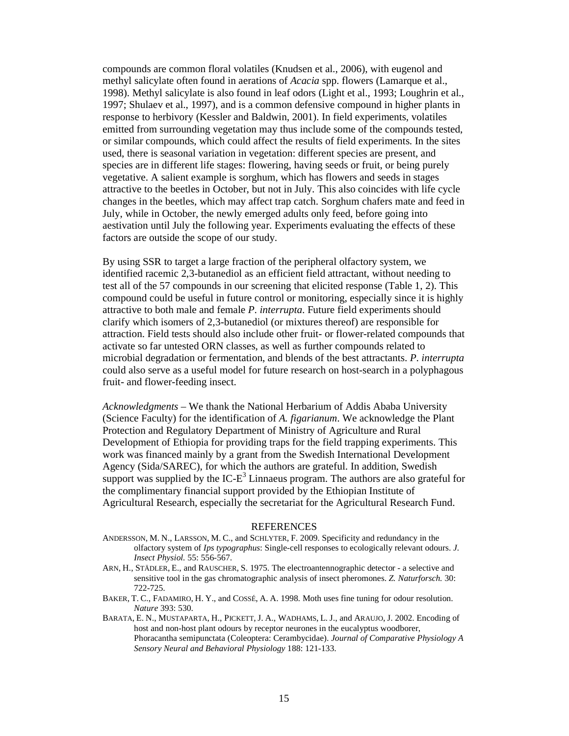compounds are common floral volatiles (Knudsen et al., 2006), with eugenol and methyl salicylate often found in aerations of *Acacia* spp. flowers (Lamarque et al., 1998). Methyl salicylate is also found in leaf odors (Light et al., 1993; Loughrin et al., 1997; Shulaev et al., 1997), and is a common defensive compound in higher plants in response to herbivory (Kessler and Baldwin, 2001). In field experiments, volatiles emitted from surrounding vegetation may thus include some of the compounds tested, or similar compounds, which could affect the results of field experiments. In the sites used, there is seasonal variation in vegetation: different species are present, and species are in different life stages: flowering, having seeds or fruit, or being purely vegetative. A salient example is sorghum, which has flowers and seeds in stages attractive to the beetles in October, but not in July. This also coincides with life cycle changes in the beetles, which may affect trap catch. Sorghum chafers mate and feed in July, while in October, the newly emerged adults only feed, before going into aestivation until July the following year. Experiments evaluating the effects of these factors are outside the scope of our study.

By using SSR to target a large fraction of the peripheral olfactory system, we identified racemic 2,3-butanediol as an efficient field attractant, without needing to test all of the 57 compounds in our screening that elicited response (Table 1, 2). This compound could be useful in future control or monitoring, especially since it is highly attractive to both male and female *P. interrupta*. Future field experiments should clarify which isomers of 2,3-butanediol (or mixtures thereof) are responsible for attraction. Field tests should also include other fruit- or flower-related compounds that activate so far untested ORN classes, as well as further compounds related to microbial degradation or fermentation, and blends of the best attractants. *P. interrupta* could also serve as a useful model for future research on host-search in a polyphagous fruit- and flower-feeding insect.

*Acknowledgments* – We thank the National Herbarium of Addis Ababa University (Science Faculty) for the identification of *A. figarianum*. We acknowledge the Plant Protection and Regulatory Department of Ministry of Agriculture and Rural Development of Ethiopia for providing traps for the field trapping experiments. This work was financed mainly by a grant from the Swedish International Development Agency (Sida/SAREC), for which the authors are grateful. In addition, Swedish support was supplied by the IC-$E^3$ Linnaeus program. The authors are also grateful for the complimentary financial support provided by the Ethiopian Institute of Agricultural Research, especially the secretariat for the Agricultural Research Fund.

## REFERENCES

ANDERSSON, M. N., LARSSON, M. C., and SCHLYTER, F. 2009. Specificity and redundancy in the olfactory system of *Ips typographus*: Single-cell responses to ecologically relevant odours. *J. Insect Physiol.* 55: 556-567.

ARN, H., STÄDLER, E., and RAUSCHER, S. 1975. The electroantennographic detector - a selective and sensitive tool in the gas chromatographic analysis of insect pheromones. *Z. Naturforsch.* 30: 722-725.

BAKER, T. C., FADAMIRO, H. Y., and COSSÉ, A. A. 1998. Moth uses fine tuning for odour resolution. *Nature* 393: 530.

BARATA, E. N., MUSTAPARTA, H., PICKETT, J. A., WADHAMS, L. J., and ARAUJO, J. 2002. Encoding of host and non-host plant odours by receptor neurones in the eucalyptus woodborer, Phoracantha semipunctata (Coleoptera: Cerambycidae). *Journal of Comparative Physiology A Sensory Neural and Behavioral Physiology* 188: 121-133.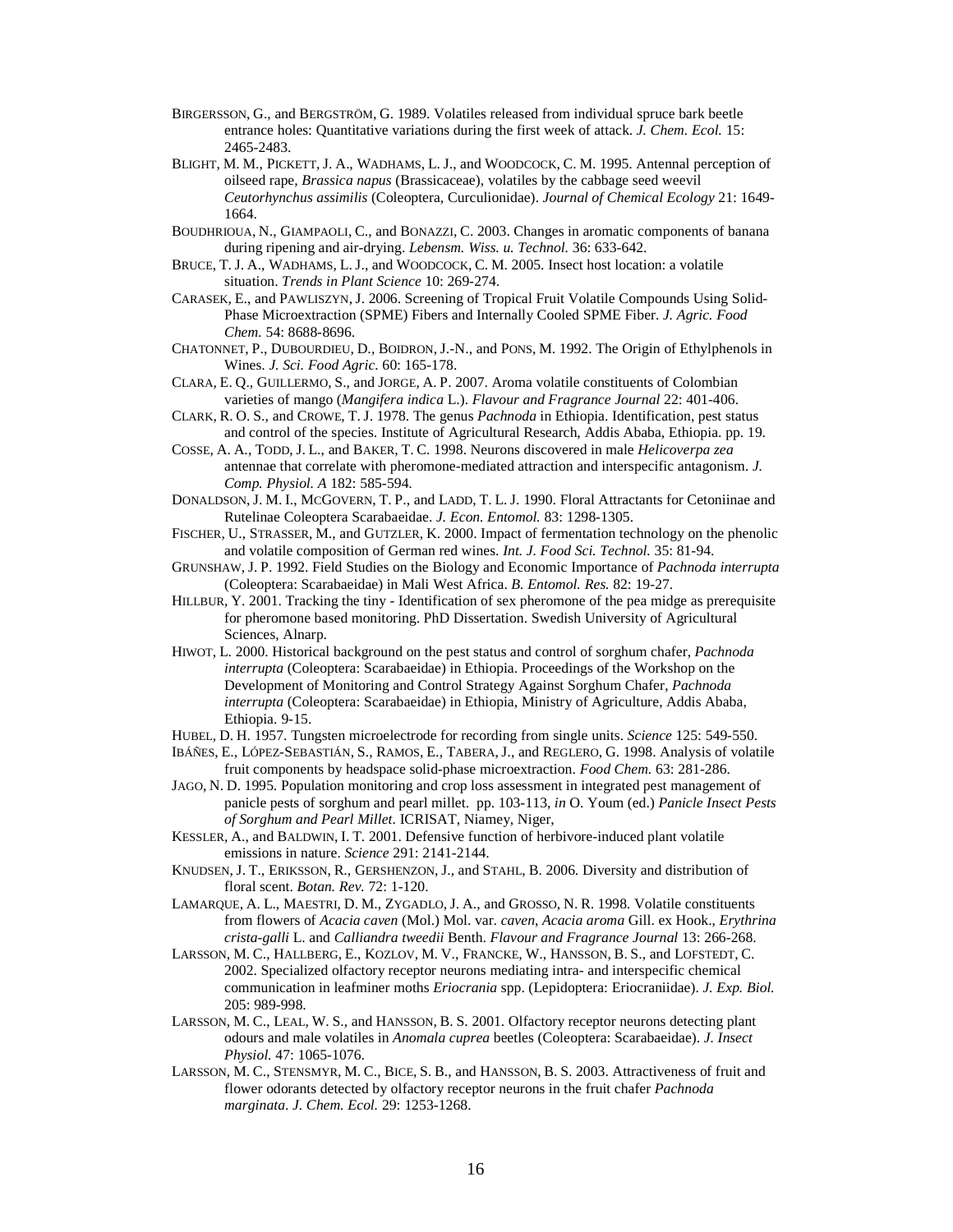BIRGERSSON, G., and BERGSTRÖM, G. 1989. Volatiles released from individual spruce bark beetle entrance holes: Quantitative variations during the first week of attack. *J. Chem. Ecol.* 15: 2465-2483.

BLIGHT, M. M., PICKETT, J. A., WADHAMS, L. J., and WOODCOCK, C. M. 1995. Antennal perception of oilseed rape, *Brassica napus* (Brassicaceae), volatiles by the cabbage seed weevil *Ceutorhynchus assimilis* (Coleoptera, Curculionidae). *Journal of Chemical Ecology* 21: 1649-1664.

BOUDHRIOUA, N., GIAMPAOLI, C., and BONAZZI, C. 2003. Changes in aromatic components of banana during ripening and air-drying. *Lebensm. Wiss. u. Technol.* 36: 633-642.

BRUCE, T. J. A., WADHAMS, L. J., and WOODCOCK, C. M. 2005. Insect host location: a volatile situation. *Trends in Plant Science* 10: 269-274.

CARASEK, E., and PAWLISZYN, J. 2006. Screening of Tropical Fruit Volatile Compounds Using Solid-Phase Microextraction (SPME) Fibers and Internally Cooled SPME Fiber. *J. Agric. Food Chem.* 54: 8688-8696.

CHATONNET, P., DUBOURDIEU, D., BOIDRON, J.-N., and PONS, M. 1992. The Origin of Ethylphenols in Wines. *J. Sci. Food Agric.* 60: 165-178.

CLARA, E. Q., GUILLERMO, S., and JORGE, A. P. 2007. Aroma volatile constituents of Colombian varieties of mango (*Mangifera indica* L.). *Flavour and Fragrance Journal* 22: 401-406.

CLARK, R. O. S., and CROWE, T. J. 1978. The genus *Pachnoda* in Ethiopia. Identification, pest status and control of the species. Institute of Agricultural Research, Addis Ababa, Ethiopia. pp. 19.

COSSE, A. A., TODD, J. L., and BAKER, T. C. 1998. Neurons discovered in male *Helicoverpa zea* antennae that correlate with pheromone-mediated attraction and interspecific antagonism. *J. Comp. Physiol. A* 182: 585-594.

DONALDSON, J. M. I., MCGOVERN, T. P., and LADD, T. L. J. 1990. Floral Attractants for Cetoniinae and Rutelinae Coleoptera Scarabaeidae. *J. Econ. Entomol.* 83: 1298-1305.

FISCHER, U., STRASSER, M., and GUTZLER, K. 2000. Impact of fermentation technology on the phenolic and volatile composition of German red wines. *Int. J. Food Sci. Technol.* 35: 81-94.

GRUNSHAW, J. P. 1992. Field Studies on the Biology and Economic Importance of *Pachnoda interrupta* (Coleoptera: Scarabaeidae) in Mali West Africa. *B. Entomol. Res.* 82: 19-27.

HILLBUR, Y. 2001. Tracking the tiny - Identification of sex pheromone of the pea midge as prerequisite for pheromone based monitoring. PhD Dissertation. Swedish University of Agricultural Sciences, Alnarp.

HIWOT, L. 2000. Historical background on the pest status and control of sorghum chafer, *Pachnoda interrupta* (Coleoptera: Scarabaeidae) in Ethiopia. Proceedings of the Workshop on the Development of Monitoring and Control Strategy Against Sorghum Chafer, *Pachnoda interrupta* (Coleoptera: Scarabaeidae) in Ethiopia, Ministry of Agriculture, Addis Ababa, Ethiopia. 9-15.

HUBEL, D. H. 1957. Tungsten microelectrode for recording from single units. *Science* 125: 549-550.

IBÁÑES, E., LÓPEZ-SEBASTIÁN, S., RAMOS, E., TABERA, J., and REGLERO, G. 1998. Analysis of volatile fruit components by headspace solid-phase microextraction. *Food Chem.* 63: 281-286.

JAGO, N. D. 1995. Population monitoring and crop loss assessment in integrated pest management of panicle pests of sorghum and pearl millet. pp. 103-113, *in* O. Youm (ed.) *Panicle Insect Pests of Sorghum and Pearl Millet*. ICRISAT, Niamey, Niger,

KESSLER, A., and BALDWIN, I. T. 2001. Defensive function of herbivore-induced plant volatile emissions in nature. *Science* 291: 2141-2144.

KNUDSEN, J. T., ERIKSSON, R., GERSHENZON, J., and STAHL, B. 2006. Diversity and distribution of floral scent. *Botan. Rev.* 72: 1-120.

LAMARQUE, A. L., MAESTRI, D. M., ZYGADLO, J. A., and GROSSO, N. R. 1998. Volatile constituents from flowers of *Acacia caven* (Mol.) Mol. var. *caven*, *Acacia aroma* Gill. ex Hook., *Erythrina crista-galli* L. and *Calliandra tweedii* Benth. *Flavour and Fragrance Journal* 13: 266-268.

LARSSON, M. C., HALLBERG, E., KOZLOV, M. V., FRANCKE, W., HANSSON, B. S., and LOFSTEDT, C. 2002. Specialized olfactory receptor neurons mediating intra- and interspecific chemical communication in leafminer moths *Eriocrania* spp. (Lepidoptera: Eriocraniidae). *J. Exp. Biol.* 205: 989-998.

LARSSON, M. C., LEAL, W. S., and HANSSON, B. S. 2001. Olfactory receptor neurons detecting plant odours and male volatiles in *Anomala cuprea* beetles (Coleoptera: Scarabaeidae). *J. Insect Physiol.* 47: 1065-1076.

LARSSON, M. C., STENSMYR, M. C., BICE, S. B., and HANSSON, B. S. 2003. Attractiveness of fruit and flower odorants detected by olfactory receptor neurons in the fruit chafer *Pachnoda marginata*. *J. Chem. Ecol.* 29: 1253-1268.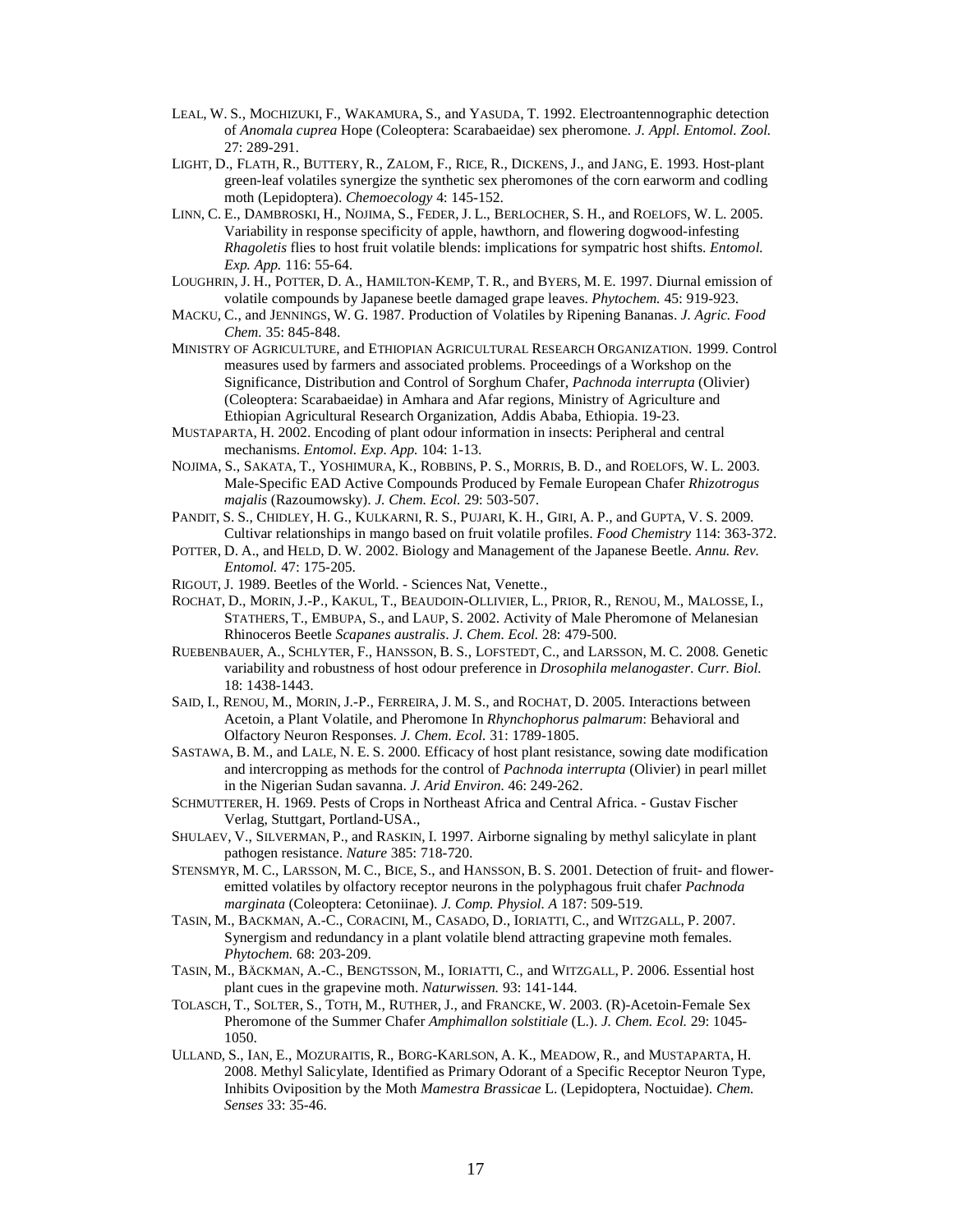LEAL, W. S., MOCHIZUKI, F., WAKAMURA, S., and YASUDA, T. 1992. Electroantennographic detection of *Anomala cuprea* Hope (Coleoptera: Scarabaeidae) sex pheromone. *J. Appl. Entomol. Zool.* 27: 289-291.

LIGHT, D., FLATH, R., BUTTERY, R., ZALOM, F., RICE, R., DICKENS, J., and JANG, E. 1993. Host-plant green-leaf volatiles synergize the synthetic sex pheromones of the corn earworm and codling moth (Lepidoptera). *Chemoecology* 4: 145-152.

LINN, C. E., DAMBROSKI, H., NOJIMA, S., FEDER, J. L., BERLOCHER, S. H., and ROELOFS, W. L. 2005. Variability in response specificity of apple, hawthorn, and flowering dogwood-infesting *Rhagoletis* flies to host fruit volatile blends: implications for sympatric host shifts. *Entomol. Exp. App.* 116: 55-64.

LOUGHRIN, J. H., POTTER, D. A., HAMILTON-KEMP, T. R., and BYERS, M. E. 1997. Diurnal emission of volatile compounds by Japanese beetle damaged grape leaves. *Phytochem.* 45: 919-923.

MACKU, C., and JENNINGS, W. G. 1987. Production of Volatiles by Ripening Bananas. *J. Agric. Food Chem.* 35: 845-848.

MINISTRY OF AGRICULTURE, and ETHIOPIAN AGRICULTURAL RESEARCH ORGANIZATION. 1999. Control measures used by farmers and associated problems. Proceedings of a Workshop on the Significance, Distribution and Control of Sorghum Chafer, *Pachnoda interrupta* (Olivier) (Coleoptera: Scarabaeidae) in Amhara and Afar regions, Ministry of Agriculture and Ethiopian Agricultural Research Organization, Addis Ababa, Ethiopia. 19-23.

MUSTAPARTA, H. 2002. Encoding of plant odour information in insects: Peripheral and central mechanisms. *Entomol. Exp. App.* 104: 1-13.

NOJIMA, S., SAKATA, T., YOSHIMURA, K., ROBBINS, P. S., MORRIS, B. D., and ROELOFS, W. L. 2003. Male-Specific EAD Active Compounds Produced by Female European Chafer *Rhizotrogus majalis* (Razoumowsky). *J. Chem. Ecol.* 29: 503-507.

PANDIT, S. S., CHIDLEY, H. G., KULKARNI, R. S., PUJARI, K. H., GIRI, A. P., and GUPTA, V. S. 2009. Cultivar relationships in mango based on fruit volatile profiles. *Food Chemistry* 114: 363-372.

POTTER, D. A., and HELD, D. W. 2002. Biology and Management of the Japanese Beetle. *Annu. Rev. Entomol.* 47: 175-205.

RIGOUT, J. 1989. Beetles of the World. - Sciences Nat, Venette.,

ROCHAT, D., MORIN, J.-P., KAKUL, T., BEAUDOIN-OLLIVIER, L., PRIOR, R., RENOU, M., MALOSSE, I., STATHERS, T., EMBUPA, S., and LAUP, S. 2002. Activity of Male Pheromone of Melanesian Rhinoceros Beetle *Scapanes australis*. *J. Chem. Ecol.* 28: 479-500.

RUEBENBAUER, A., SCHLYTER, F., HANSSON, B. S., LOFSTEDT, C., and LARSSON, M. C. 2008. Genetic variability and robustness of host odour preference in *Drosophila melanogaster*. *Curr. Biol.* 18: 1438-1443.

SAID, I., RENOU, M., MORIN, J.-P., FERREIRA, J. M. S., and ROCHAT, D. 2005. Interactions between Acetoin, a Plant Volatile, and Pheromone In *Rhynchophorus palmarum*: Behavioral and Olfactory Neuron Responses. *J. Chem. Ecol.* 31: 1789-1805.

SASTAWA, B. M., and LALE, N. E. S. 2000. Efficacy of host plant resistance, sowing date modification and intercropping as methods for the control of *Pachnoda interrupta* (Olivier) in pearl millet in the Nigerian Sudan savanna. *J. Arid Environ.* 46: 249-262.

SCHMUTTERER, H. 1969. Pests of Crops in Northeast Africa and Central Africa. - Gustav Fischer Verlag, Stuttgart, Portland-USA.,

SHULAEV, V., SILVERMAN, P., and RASKIN, I. 1997. Airborne signaling by methyl salicylate in plant pathogen resistance. *Nature* 385: 718-720.

STENSMYR, M. C., LARSSON, M. C., BICE, S., and HANSSON, B. S. 2001. Detection of fruit- and flower-emitted volatiles by olfactory receptor neurons in the polyphagous fruit chafer *Pachnoda marginata* (Coleoptera: Cetoniinae). *J. Comp. Physiol. A* 187: 509-519.

TASIN, M., BACKMAN, A.-C., CORACINI, M., CASADO, D., IORIATTI, C., and WITZGALL, P. 2007. Synergism and redundancy in a plant volatile blend attracting grapevine moth females. *Phytochem.* 68: 203-209.

TASIN, M., BÄCKMAN, A.-C., BENGTSSON, M., IORIATTI, C., and WITZGALL, P. 2006. Essential host plant cues in the grapevine moth. *Naturwissen.* 93: 141-144.

TOLASCH, T., SOLTER, S., TOTH, M., RUTHER, J., and FRANCKE, W. 2003. (R)-Acetoin-Female Sex Pheromone of the Summer Chafer *Amphimallon solstitiale* (L.). *J. Chem. Ecol.* 29: 1045-1050.

ULLAND, S., IAN, E., MOZURAITIS, R., BORG-KARLSON, A. K., MEADOW, R., and MUSTAPARTA, H. 2008. Methyl Salicylate, Identified as Primary Odorant of a Specific Receptor Neuron Type, Inhibits Oviposition by the Moth *Mamestra Brassicae* L. (Lepidoptera, Noctuidae). *Chem. Senses* 33: 35-46.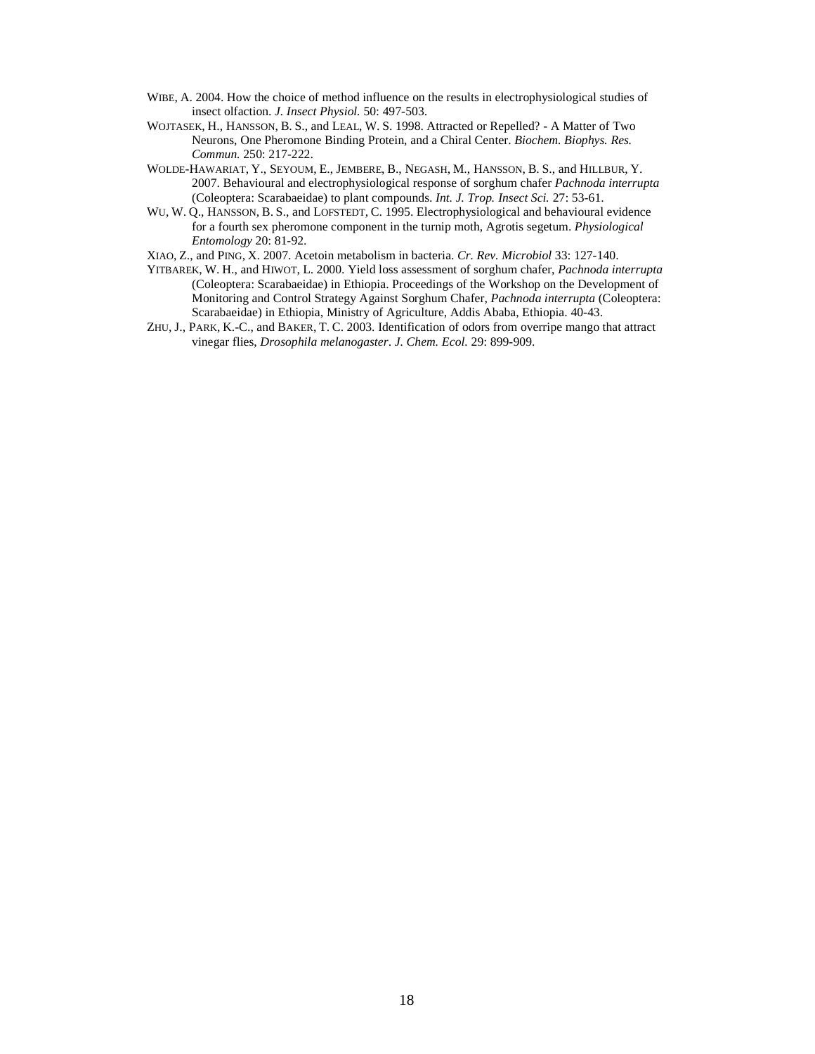WIBE, A. 2004. How the choice of method influence on the results in electrophysiological studies of insect olfaction. *J. Insect Physiol.* 50: 497-503.

WOJTASEK, H., HANSSON, B. S., and LEAL, W. S. 1998. Attracted or Repelled? - A Matter of Two Neurons, One Pheromone Binding Protein, and a Chiral Center. *Biochem. Biophys. Res. Commun.* 250: 217-222.

WOLDE-HAWARIAT, Y., SEYOUM, E., JEMBERE, B., NEGASH, M., HANSSON, B. S., and HILLBUR, Y. 2007. Behavioural and electrophysiological response of sorghum chafer *Pachnoda interrupta* (Coleoptera: Scarabaeidae) to plant compounds. *Int. J. Trop. Insect Sci.* 27: 53-61.

WU, W. Q., HANSSON, B. S., and LOFSTEDT, C. 1995. Electrophysiological and behavioural evidence for a fourth sex pheromone component in the turnip moth, Agrotis segetum. *Physiological Entomology* 20: 81-92.

XIAO, Z., and PING, X. 2007. Acetoin metabolism in bacteria. *Cr. Rev. Microbiol* 33: 127-140.

YITBAREK, W. H., and HIWOT, L. 2000. Yield loss assessment of sorghum chafer, *Pachnoda interrupta* (Coleoptera: Scarabaeidae) in Ethiopia. Proceedings of the Workshop on the Development of Monitoring and Control Strategy Against Sorghum Chafer, *Pachnoda interrupta* (Coleoptera: Scarabaeidae) in Ethiopia, Ministry of Agriculture, Addis Ababa, Ethiopia. 40-43.

ZHU, J., PARK, K.-C., and BAKER, T. C. 2003. Identification of odors from overripe mango that attract vinegar flies, *Drosophila melanogaster*. *J. Chem. Ecol.* 29: 899-909.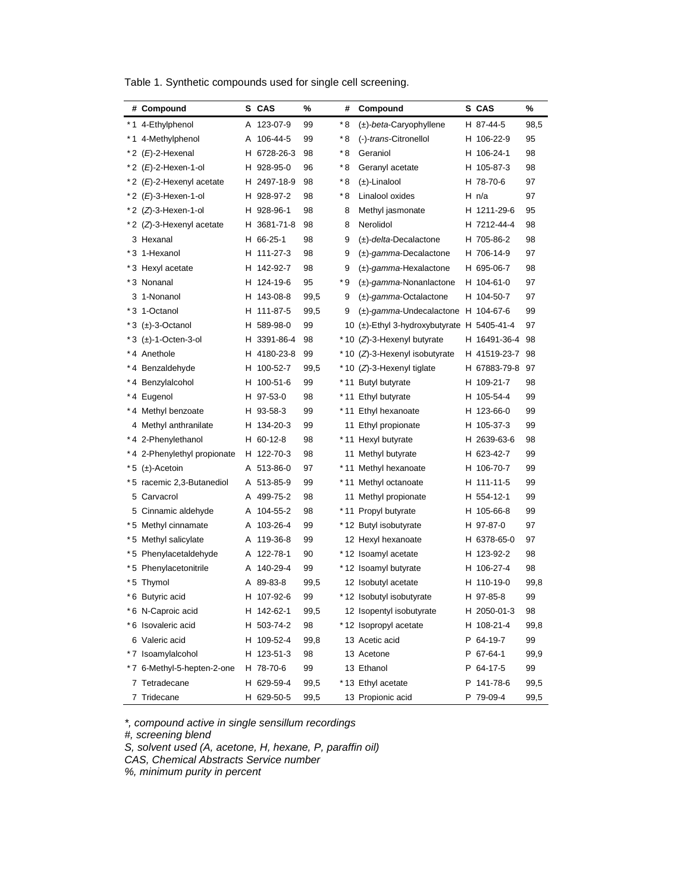Table 1. Synthetic compounds used for single cell screening.

| # | Compound | S | CAS | % | # | Compound | S | CAS | % |
|---|---|---|---|---|---|---|---|---|---|
| * 1 | 4-Ethylphenol | A | 123-07-9 | 99 | * 8 | (±)-*beta*-Caryophyllene | H | 87-44-5 | 98,5 |
| * 1 | 4-Methylphenol | A | 106-44-5 | 99 | * 8 | (-)-*trans*-Citronellol | H | 106-22-9 | 95 |
| * 2 | (*E*)-2-Hexenal | H | 6728-26-3 | 98 | * 8 | Geraniol | H | 106-24-1 | 98 |
| * 2 | (*E*)-2-Hexen-1-ol | H | 928-95-0 | 96 | * 8 | Geranyl acetate | H | 105-87-3 | 98 |
| * 2 | (*E*)-2-Hexenyl acetate | H | 2497-18-9 | 98 | * 8 | (±)-Linalool | H | 78-70-6 | 97 |
| * 2 | (*E*)-3-Hexen-1-ol | H | 928-97-2 | 98 | * 8 | Linalool oxides | H | n/a | 97 |
| * 2 | (*Z*)-3-Hexen-1-ol | H | 928-96-1 | 98 | 8 | Methyl jasmonate | H | 1211-29-6 | 95 |
| * 2 | (*Z*)-3-Hexenyl acetate | H | 3681-71-8 | 98 | 8 | Nerolidol | H | 7212-44-4 | 98 |
| 3 | Hexanal | H | 66-25-1 | 98 | 9 | (±)-*delta*-Decalactone | H | 705-86-2 | 98 |
| * 3 | 1-Hexanol | H | 111-27-3 | 98 | 9 | (±)-*gamma*-Decalactone | H | 706-14-9 | 97 |
| * 3 | Hexyl acetate | H | 142-92-7 | 98 | 9 | (±)-*gamma*-Hexalactone | H | 695-06-7 | 98 |
| * 3 | Nonanal | H | 124-19-6 | 95 | * 9 | (±)-*gamma*-Nonanlactone | H | 104-61-0 | 97 |
| 3 | 1-Nonanol | H | 143-08-8 | 99,5 | 9 | (±)-*gamma*-Octalactone | H | 104-50-7 | 97 |
| * 3 | 1-Octanol | H | 111-87-5 | 99,5 | 9 | (±)-*gamma*-Undecalactone | H | 104-67-6 | 99 |
| * 3 | (±)-3-Octanol | H | 589-98-0 | 99 | 10 | (±)-Ethyl 3-hydroxybutyrate | H | 5405-41-4 | 97 |
| * 3 | (±)-1-Octen-3-ol | H | 3391-86-4 | 98 | * 10 | (*Z*)-3-Hexenyl butyrate | H | 16491-36-4 | 98 |
| * 4 | Anethole | H | 4180-23-8 | 99 | * 10 | (*Z*)-3-Hexenyl isobutyrate | H | 41519-23-7 | 98 |
| * 4 | Benzaldehyde | H | 100-52-7 | 99,5 | * 10 | (*Z*)-3-Hexenyl tiglate | H | 67883-79-8 | 97 |
| * 4 | Benzylalcohol | H | 100-51-6 | 99 | * 11 | Butyl butyrate | H | 109-21-7 | 98 |
| * 4 | Eugenol | H | 97-53-0 | 98 | * 11 | Ethyl butyrate | H | 105-54-4 | 99 |
| * 4 | Methyl benzoate | H | 93-58-3 | 99 | * 11 | Ethyl hexanoate | H | 123-66-0 | 99 |
| 4 | Methyl anthranilate | H | 134-20-3 | 99 | 11 | Ethyl propionate | H | 105-37-3 | 99 |
| * 4 | 2-Phenylethanol | H | 60-12-8 | 98 | * 11 | Hexyl butyrate | H | 2639-63-6 | 98 |
| * 4 | 2-Phenylethyl propionate | H | 122-70-3 | 98 | 11 | Methyl butyrate | H | 623-42-7 | 99 |
| * 5 | (±)-Acetoin | A | 513-86-0 | 97 | * 11 | Methyl hexanoate | H | 106-70-7 | 99 |
| * 5 | racemic 2,3-Butanediol | A | 513-85-9 | 99 | * 11 | Methyl octanoate | H | 111-11-5 | 99 |
| 5 | Carvacrol | A | 499-75-2 | 98 | 11 | Methyl propionate | H | 554-12-1 | 99 |
| 5 | Cinnamic aldehyde | A | 104-55-2 | 98 | * 11 | Propyl butyrate | H | 105-66-8 | 99 |
| * 5 | Methyl cinnamate | A | 103-26-4 | 99 | * 12 | Butyl isobutyrate | H | 97-87-0 | 97 |
| * 5 | Methyl salicylate | A | 119-36-8 | 99 | 12 | Hexyl hexanoate | H | 6378-65-0 | 97 |
| * 5 | Phenylacetaldehyde | A | 122-78-1 | 90 | * 12 | Isoamyl acetate | H | 123-92-2 | 98 |
| * 5 | Phenylacetonitrile | A | 140-29-4 | 99 | * 12 | Isoamyl butyrate | H | 106-27-4 | 98 |
| * 5 | Thymol | A | 89-83-8 | 99,5 | 12 | Isobutyl acetate | H | 110-19-0 | 99,8 |
| * 6 | Butyric acid | H | 107-92-6 | 99 | * 12 | Isobutyl isobutyrate | H | 97-85-8 | 99 |
| * 6 | N-Caproic acid | H | 142-62-1 | 99,5 | 12 | Isopentyl isobutyrate | H | 2050-01-3 | 98 |
| * 6 | Isovaleric acid | H | 503-74-2 | 98 | * 12 | Isopropyl acetate | H | 108-21-4 | 99,8 |
| 6 | Valeric acid | H | 109-52-4 | 99,8 | 13 | Acetic acid | P | 64-19-7 | 99 |
| * 7 | Isoamylalcohol | H | 123-51-3 | 98 | 13 | Acetone | P | 67-64-1 | 99,9 |
| * 7 | 6-Methyl-5-hepten-2-one | H | 78-70-6 | 99 | 13 | Ethanol | P | 64-17-5 | 99 |
| 7 | Tetradecane | H | 629-59-4 | 99,5 | * 13 | Ethyl acetate | P | 141-78-6 | 99,5 |
| 7 | Tridecane | H | 629-50-5 | 99,5 | 13 | Propionic acid | P | 79-09-4 | 99,5 |

*\*, compound active in single sensillum recordings*  
*#, screening blend*  
*S, solvent used (A, acetone, H, hexane, P, paraffin oil)*  
*CAS, Chemical Abstracts Service number*  
*%, minimum purity in percent*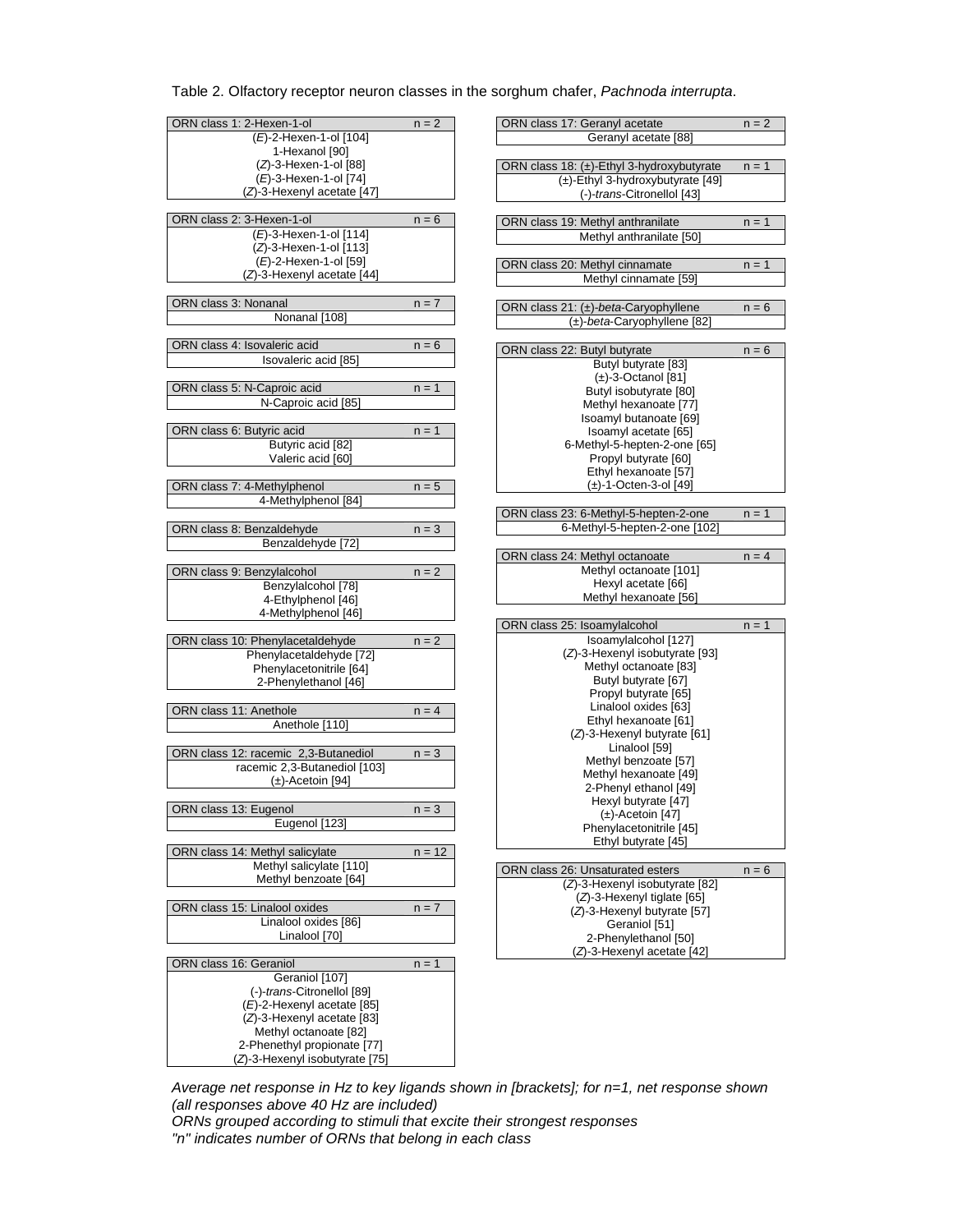Table 2. Olfactory receptor neuron classes in the sorghum chafer, *Pachnoda interrupta*.

| ORN class | n | Key ligands [average net response, Hz] |
| --- | --- | --- |
| ORN class 1: 2-Hexen-1-ol | n = 2 | (*E*)-2-Hexen-1-ol [104]; 1-Hexanol [90]; (*Z*)-3-Hexen-1-ol [88]; (*E*)-3-Hexen-1-ol [74]; (*Z*)-3-Hexenyl acetate [47] |
| ORN class 2: 3-Hexen-1-ol | n = 6 | (*E*)-3-Hexen-1-ol [114]; (*Z*)-3-Hexen-1-ol [113]; (*E*)-2-Hexen-1-ol [59]; (*Z*)-3-Hexenyl acetate [44] |
| ORN class 3: Nonanal | n = 7 | Nonanal [108] |
| ORN class 4: Isovaleric acid | n = 6 | Isovaleric acid [85] |
| ORN class 5: N-Caproic acid | n = 1 | N-Caproic acid [85] |
| ORN class 6: Butyric acid | n = 1 | Butyric acid [82]; Valeric acid [60] |
| ORN class 7: 4-Methylphenol | n = 5 | 4-Methylphenol [84] |
| ORN class 8: Benzaldehyde | n = 3 | Benzaldehyde [72] |
| ORN class 9: Benzylalcohol | n = 2 | Benzylalcohol [78]; 4-Ethylphenol [46]; 4-Methylphenol [46] |
| ORN class 10: Phenylacetaldehyde | n = 2 | Phenylacetaldehyde [72]; Phenylacetonitrile [64]; 2-Phenylethanol [46] |
| ORN class 11: Anethole | n = 4 | Anethole [110] |
| ORN class 12: racemic 2,3-Butanediol | n = 3 | racemic 2,3-Butanediol [103]; (±)-Acetoin [94] |
| ORN class 13: Eugenol | n = 3 | Eugenol [123] |
| ORN class 14: Methyl salicylate | n = 12 | Methyl salicylate [110]; Methyl benzoate [64] |
| ORN class 15: Linalool oxides | n = 7 | Linalool oxides [86]; Linalool [70] |
| ORN class 16: Geraniol | n = 1 | Geraniol [107]; (-)-*trans*-Citronellol [89]; (*E*)-2-Hexenyl acetate [85]; (*Z*)-3-Hexenyl acetate [83]; Methyl octanoate [82]; 2-Phenethyl propionate [77]; (*Z*)-3-Hexenyl isobutyrate [75] |
| ORN class 17: Geranyl acetate | n = 2 | Geranyl acetate [88] |
| ORN class 18: (±)-Ethyl 3-hydroxybutyrate | n = 1 | (±)-Ethyl 3-hydroxybutyrate [49]; (-)-*trans*-Citronellol [43] |
| ORN class 19: Methyl anthranilate | n = 1 | Methyl anthranilate [50] |
| ORN class 20: Methyl cinnamate | n = 1 | Methyl cinnamate [59] |
| ORN class 21: (±)-*beta*-Caryophyllene | n = 6 | (±)-*beta*-Caryophyllene [82] |
| ORN class 22: Butyl butyrate | n = 6 | Butyl butyrate [83]; (±)-3-Octanol [81]; Butyl isobutyrate [80]; Methyl hexanoate [77]; Isoamyl butanoate [69]; Isoamyl acetate [65]; 6-Methyl-5-hepten-2-one [65]; Propyl butyrate [60]; Ethyl hexanoate [57]; (±)-1-Octen-3-ol [49] |
| ORN class 23: 6-Methyl-5-hepten-2-one | n = 1 | 6-Methyl-5-hepten-2-one [102] |
| ORN class 24: Methyl octanoate | n = 4 | Methyl octanoate [101]; Hexyl acetate [66]; Methyl hexanoate [56] |
| ORN class 25: Isoamylalcohol | n = 1 | Isoamylalcohol [127]; (*Z*)-3-Hexenyl isobutyrate [93]; Methyl octanoate [83]; Butyl butyrate [67]; Propyl butyrate [65]; Linalool oxides [63]; Ethyl hexanoate [61]; (*Z*)-3-Hexenyl butyrate [61]; Linalool [59]; Methyl benzoate [57]; Methyl hexanoate [49]; 2-Phenyl ethanol [49]; Hexyl butyrate [47]; (±)-Acetoin [47]; Phenylacetonitrile [45]; Ethyl butyrate [45] |
| ORN class 26: Unsaturated esters | n = 6 | (*Z*)-3-Hexenyl isobutyrate [82]; (*Z*)-3-Hexenyl tiglate [65]; (*Z*)-3-Hexenyl butyrate [57]; Geraniol [51]; 2-Phenylethanol [50]; (*Z*)-3-Hexenyl acetate [42] |

*Average net response in Hz to key ligands shown in [brackets]; for n=1, net response shown (all responses above 40 Hz are included)*
*ORNs grouped according to stimuli that excite their strongest responses*
*"n" indicates number of ORNs that belong in each class*